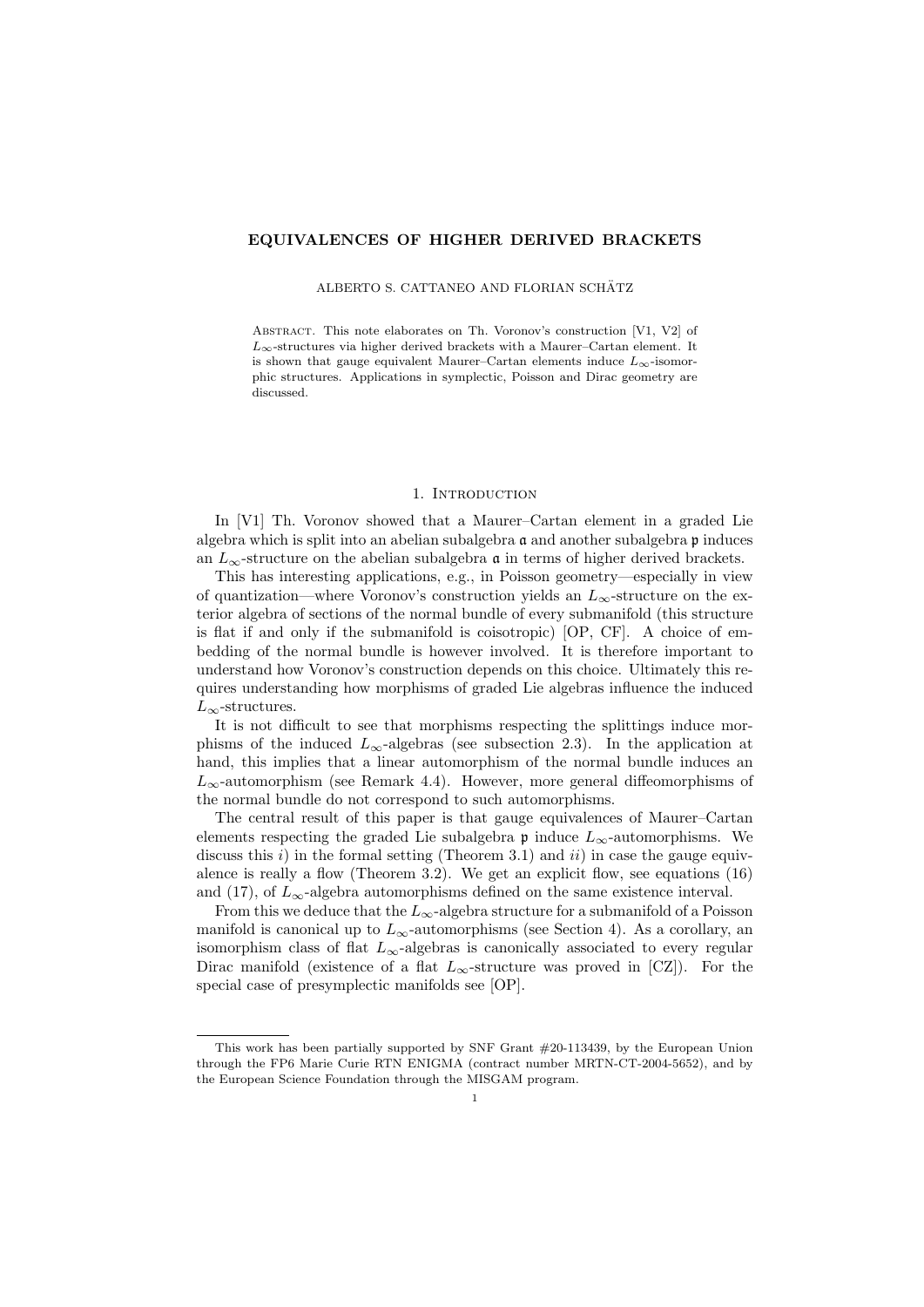# EQUIVALENCES OF HIGHER DERIVED BRACKETS

ALBERTO S. CATTANEO AND FLORIAN SCHÄTZ

ABSTRACT. This note elaborates on Th. Voronov's construction [V1, V2] of $L_\infty$-structures via higher derived brackets with a Maurer–Cartan element. It is shown that gauge equivalent Maurer–Cartan elements induce $L_\infty$-isomorphic structures. Applications in symplectic, Poisson and Dirac geometry are discussed.

## 1. Introduction

In [V1] Th. Voronov showed that a Maurer–Cartan element in a graded Lie algebra which is split into an abelian subalgebra $\mathfrak{a}$ and another subalgebra $\mathfrak{p}$ induces an $L_\infty$-structure on the abelian subalgebra $\mathfrak{a}$ in terms of higher derived brackets.

This has interesting applications, e.g., in Poisson geometry—especially in view of quantization—where Voronov's construction yields an $L_\infty$-structure on the exterior algebra of sections of the normal bundle of every submanifold (this structure is flat if and only if the submanifold is coisotropic) [OP, CF]. A choice of embedding of the normal bundle is however involved. It is therefore important to understand how Voronov's construction depends on this choice. Ultimately this requires understanding how morphisms of graded Lie algebras influence the induced $L_\infty$-structures.

It is not difficult to see that morphisms respecting the splittings induce morphisms of the induced $L_\infty$-algebras (see subsection 2.3). In the application at hand, this implies that a linear automorphism of the normal bundle induces an $L_\infty$-automorphism (see Remark 4.4). However, more general diffeomorphisms of the normal bundle do not correspond to such automorphisms.

The central result of this paper is that gauge equivalences of Maurer–Cartan elements respecting the graded Lie subalgebra $\mathfrak{p}$ induce $L_\infty$-automorphisms. We discuss this *i*) in the formal setting (Theorem 3.1) and *ii*) in case the gauge equivalence is really a flow (Theorem 3.2). We get an explicit flow, see equations (16) and (17), of $L_\infty$-algebra automorphisms defined on the same existence interval.

From this we deduce that the $L_\infty$-algebra structure for a submanifold of a Poisson manifold is canonical up to $L_\infty$-automorphisms (see Section 4). As a corollary, an isomorphism class of flat $L_\infty$-algebras is canonically associated to every regular Dirac manifold (existence of a flat $L_\infty$-structure was proved in [CZ]). For the special case of presymplectic manifolds see [OP].

---

This work has been partially supported by SNF Grant #20-113439, by the European Union through the FP6 Marie Curie RTN ENIGMA (contract number MRTN-CT-2004-5652), and by the European Science Foundation through the MISGAM program.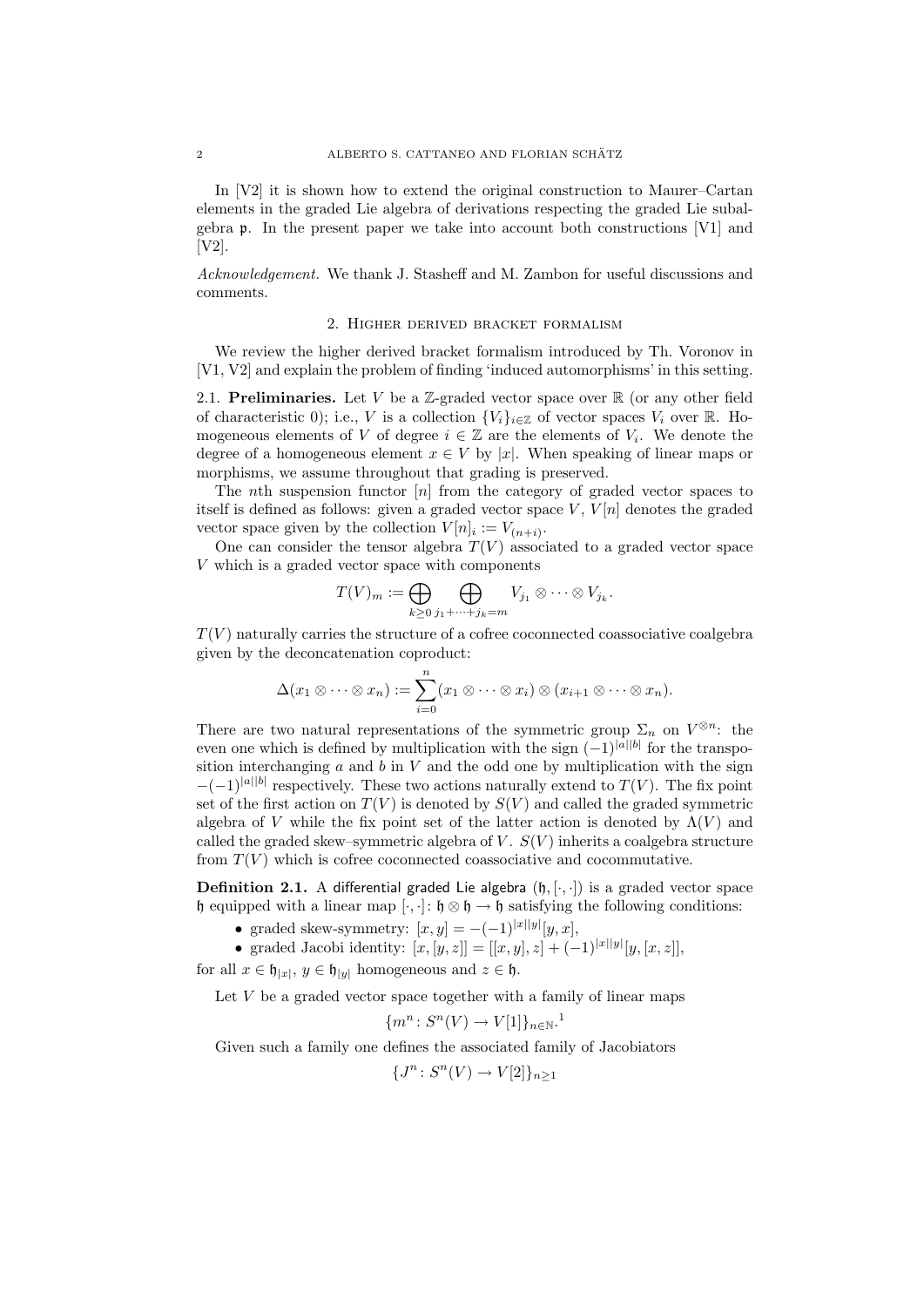In [V2] it is shown how to extend the original construction to Maurer–Cartan elements in the graded Lie algebra of derivations respecting the graded Lie subalgebra $\mathfrak{p}$. In the present paper we take into account both constructions [V1] and [V2].

*Acknowledgement.* We thank J. Stasheff and M. Zambon for useful discussions and comments.

## 2. Higher derived bracket formalism

We review the higher derived bracket formalism introduced by Th. Voronov in [V1, V2] and explain the problem of finding 'induced automorphisms' in this setting.

**2.1. Preliminaries.** Let $V$ be a $\mathbb{Z}$-graded vector space over $\mathbb{R}$ (or any other field of characteristic 0); i.e., $V$ is a collection $\{V_i\}_{i\in\mathbb{Z}}$ of vector spaces $V_i$ over $\mathbb{R}$. Homogeneous elements of $V$ of degree $i \in \mathbb{Z}$ are the elements of $V_i$. We denote the degree of a homogeneous element $x \in V$ by $|x|$. When speaking of linear maps or morphisms, we assume throughout that grading is preserved.

The $n$th suspension functor $[n]$ from the category of graded vector spaces to itself is defined as follows: given a graded vector space $V$, $V[n]$ denotes the graded vector space given by the collection $V[n]_i := V_{(n+i)}$.

One can consider the tensor algebra $T(V)$ associated to a graded vector space $V$ which is a graded vector space with components

$$T(V)_m := \bigoplus_{k\geq 0} \bigoplus_{j_1+\cdots+j_k=m} V_{j_1} \otimes \cdots \otimes V_{j_k}.$$

$T(V)$ naturally carries the structure of a cofree coconnected coassociative coalgebra given by the deconcatenation coproduct:

$$\Delta(x_1 \otimes \cdots \otimes x_n) := \sum_{i=0}^{n} (x_1 \otimes \cdots \otimes x_i) \otimes (x_{i+1} \otimes \cdots \otimes x_n).$$

There are two natural representations of the symmetric group $\Sigma_n$ on $V^{\otimes n}$: the even one which is defined by multiplication with the sign $(-1)^{|a||b|}$ for the transposition interchanging $a$ and $b$ in $V$ and the odd one by multiplication with the sign $-(-1)^{|a||b|}$ respectively. These two actions naturally extend to $T(V)$. The fix point set of the first action on $T(V)$ is denoted by $S(V)$ and called the graded symmetric algebra of $V$ while the fix point set of the latter action is denoted by $\Lambda(V)$ and called the graded skew–symmetric algebra of $V$. $S(V)$ inherits a coalgebra structure from $T(V)$ which is cofree coconnected coassociative and cocommutative.

**Definition 2.1.** A differential graded Lie algebra $(\mathfrak{h}, [\cdot,\cdot])$ is a graded vector space $\mathfrak{h}$ equipped with a linear map $[\cdot,\cdot]\colon \mathfrak{h}\otimes\mathfrak{h} \to \mathfrak{h}$ satisfying the following conditions:

- graded skew-symmetry: $[x, y] = -(-1)^{|x||y|}[y, x]$,
- graded Jacobi identity: $[x, [y, z]] = [[x, y], z] + (-1)^{|x||y|}[y, [x, z]]$,

for all $x \in \mathfrak{h}_{|x|}$, $y \in \mathfrak{h}_{|y|}$ homogeneous and $z \in \mathfrak{h}$.

Let $V$ be a graded vector space together with a family of linear maps

$$\{m^n\colon S^n(V) \to V[1]\}_{n\in\mathbb{N}}.^{1}$$

Given such a family one defines the associated family of Jacobiators

$$\{J^n\colon S^n(V) \to V[2]\}_{n\geq 1}$$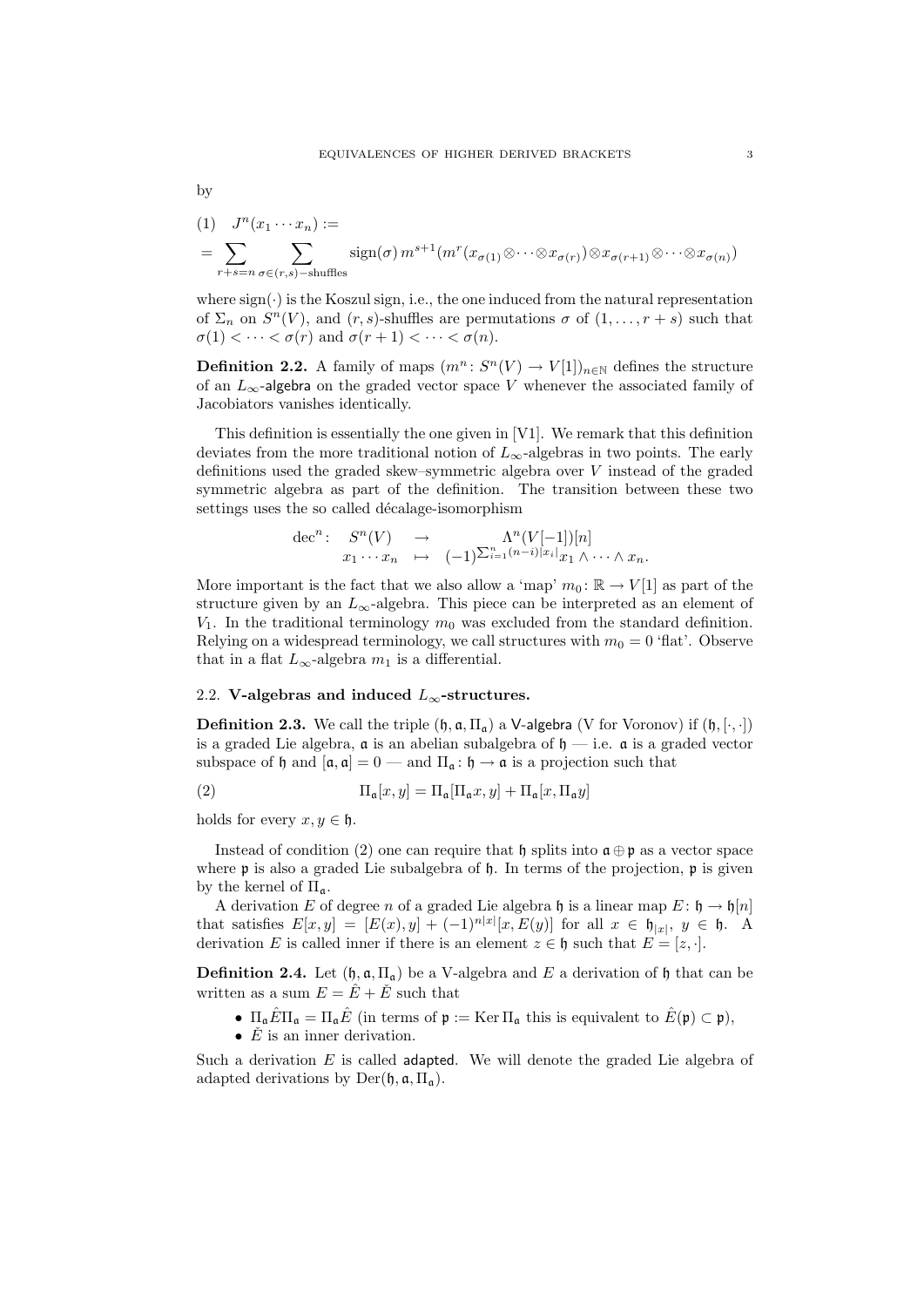by

$$
(1)\quad J^n(x_1 \cdots x_n) := \\
= \sum_{r+s=n} \sum_{\sigma \in (r,s)-\text{shuffles}} \operatorname{sign}(\sigma)\, m^{s+1}(m^r(x_{\sigma(1)} \otimes \cdots \otimes x_{\sigma(r)}) \otimes x_{\sigma(r+1)} \otimes \cdots \otimes x_{\sigma(n)})
$$

where $\operatorname{sign}(\cdot)$ is the Koszul sign, i.e., the one induced from the natural representation of $\Sigma_n$ on $S^n(V)$, and $(r,s)$-shuffles are permutations $\sigma$ of $(1, \ldots, r+s)$ such that $\sigma(1) < \cdots < \sigma(r)$ and $\sigma(r+1) < \cdots < \sigma(n)$.

**Definition 2.2.** A family of maps $(m^n \colon S^n(V) \to V[1])_{n \in \mathbb{N}}$ defines the structure of an $L_\infty$-algebra on the graded vector space $V$ whenever the associated family of Jacobiators vanishes identically.

This definition is essentially the one given in [V1]. We remark that this definition deviates from the more traditional notion of $L_\infty$-algebras in two points. The early definitions used the graded skew–symmetric algebra over $V$ instead of the graded symmetric algebra as part of the definition. The transition between these two settings uses the so called décalage-isomorphism

$$
\begin{array}{rccc}
\operatorname{dec}^n \colon & S^n(V) & \to & \Lambda^n(V[-1])[n] \\
& x_1 \cdots x_n & \mapsto & (-1)^{\sum_{i=1}^n (n-i)|x_i|} x_1 \wedge \cdots \wedge x_n.
\end{array}
$$

More important is the fact that we also allow a 'map' $m_0 \colon \mathbb{R} \to V[1]$ as part of the structure given by an $L_\infty$-algebra. This piece can be interpreted as an element of $V_1$. In the traditional terminology $m_0$ was excluded from the standard definition. Relying on a widespread terminology, we call structures with $m_0 = 0$ 'flat'. Observe that in a flat $L_\infty$-algebra $m_1$ is a differential.

## 2.2. V-algebras and induced $L_\infty$-structures.

**Definition 2.3.** We call the triple $(\mathfrak{h}, \mathfrak{a}, \Pi_\mathfrak{a})$ a V-algebra (V for Voronov) if $(\mathfrak{h}, [\cdot,\cdot])$ is a graded Lie algebra, $\mathfrak{a}$ is an abelian subalgebra of $\mathfrak{h}$ — i.e. $\mathfrak{a}$ is a graded vector subspace of $\mathfrak{h}$ and $[\mathfrak{a}, \mathfrak{a}] = 0$ — and $\Pi_\mathfrak{a} \colon \mathfrak{h} \to \mathfrak{a}$ is a projection such that

$$
(2) \qquad \Pi_\mathfrak{a}[x,y] = \Pi_\mathfrak{a}[\Pi_\mathfrak{a} x, y] + \Pi_\mathfrak{a}[x, \Pi_\mathfrak{a} y]
$$

holds for every $x, y \in \mathfrak{h}$.

Instead of condition (2) one can require that $\mathfrak{h}$ splits into $\mathfrak{a} \oplus \mathfrak{p}$ as a vector space where $\mathfrak{p}$ is also a graded Lie subalgebra of $\mathfrak{h}$. In terms of the projection, $\mathfrak{p}$ is given by the kernel of $\Pi_\mathfrak{a}$.

A derivation $E$ of degree $n$ of a graded Lie algebra $\mathfrak{h}$ is a linear map $E \colon \mathfrak{h} \to \mathfrak{h}[n]$ that satisfies $E[x,y] = [E(x), y] + (-1)^{n|x|}[x, E(y)]$ for all $x \in \mathfrak{h}_{|x|}$, $y \in \mathfrak{h}$. A derivation $E$ is called inner if there is an element $z \in \mathfrak{h}$ such that $E = [z, \cdot]$.

**Definition 2.4.** Let $(\mathfrak{h}, \mathfrak{a}, \Pi_\mathfrak{a})$ be a V-algebra and $E$ a derivation of $\mathfrak{h}$ that can be written as a sum $E = \hat{E} + \check{E}$ such that

- $\Pi_\mathfrak{a} \hat{E} \Pi_\mathfrak{a} = \Pi_\mathfrak{a} \hat{E}$ (in terms of $\mathfrak{p} := \operatorname{Ker} \Pi_\mathfrak{a}$ this is equivalent to $\hat{E}(\mathfrak{p}) \subset \mathfrak{p}$),
- $\check{E}$ is an inner derivation.

Such a derivation $E$ is called adapted. We will denote the graded Lie algebra of adapted derivations by $\operatorname{Der}(\mathfrak{h}, \mathfrak{a}, \Pi_\mathfrak{a})$.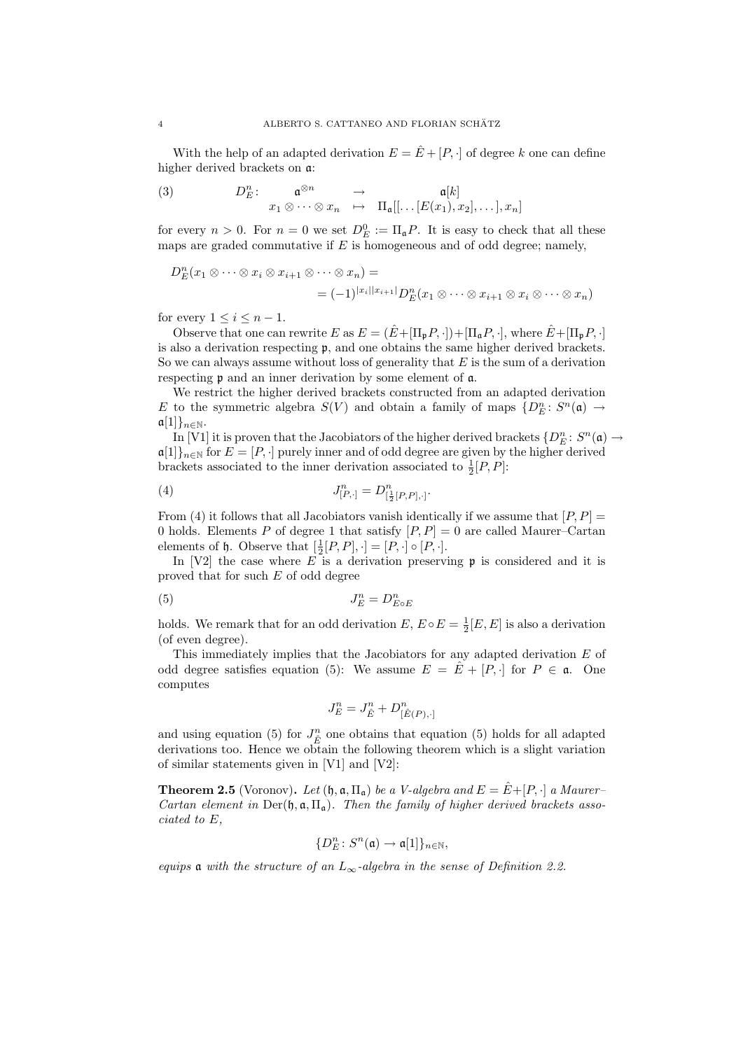With the help of an adapted derivation $E = \hat{E} + [P, \cdot]$ of degree $k$ one can define higher derived brackets on $\mathfrak{a}$:

$$
\begin{array}{rccc}
(3) \qquad D_E^n \colon & \mathfrak{a}^{\otimes n} & \to & \mathfrak{a}[k] \\
& x_1 \otimes \cdots \otimes x_n & \mapsto & \Pi_{\mathfrak{a}}[[\ldots [E(x_1), x_2], \ldots], x_n]
\end{array}
$$

for every $n > 0$. For $n = 0$ we set $D_E^0 := \Pi_{\mathfrak{a}} P$. It is easy to check that all these maps are graded commutative if $E$ is homogeneous and of odd degree; namely,

$$
D_E^n(x_1 \otimes \cdots \otimes x_i \otimes x_{i+1} \otimes \cdots \otimes x_n) = \\
= (-1)^{|x_i||x_{i+1}|} D_E^n(x_1 \otimes \cdots \otimes x_{i+1} \otimes x_i \otimes \cdots \otimes x_n)
$$

for every $1 \leq i \leq n-1$.

Observe that one can rewrite $E$ as $E = (\hat{E} + [\Pi_{\mathfrak{p}} P, \cdot]) + [\Pi_{\mathfrak{a}} P, \cdot]$, where $\hat{E} + [\Pi_{\mathfrak{p}} P, \cdot]$ is also a derivation respecting $\mathfrak{p}$, and one obtains the same higher derived brackets. So we can always assume without loss of generality that $E$ is the sum of a derivation respecting $\mathfrak{p}$ and an inner derivation by some element of $\mathfrak{a}$.

We restrict the higher derived brackets constructed from an adapted derivation $E$ to the symmetric algebra $S(V)$ and obtain a family of maps $\{D_E^n \colon S^n(\mathfrak{a}) \to \mathfrak{a}[1]\}_{n \in \mathbb{N}}$.

In [V1] it is proven that the Jacobiators of the higher derived brackets $\{D_E^n \colon S^n(\mathfrak{a}) \to \mathfrak{a}[1]\}_{n \in \mathbb{N}}$ for $E = [P, \cdot]$ purely inner and of odd degree are given by the higher derived brackets associated to the inner derivation associated to $\frac{1}{2}[P, P]$:

$$
J^n_{[P,\cdot]} = D^n_{[\frac{1}{2}[P,P],\cdot]}. \tag{4}
$$

From (4) it follows that all Jacobiators vanish identically if we assume that $[P, P] = 0$ holds. Elements $P$ of degree 1 that satisfy $[P, P] = 0$ are called Maurer–Cartan elements of $\mathfrak{h}$. Observe that $[\frac{1}{2}[P, P], \cdot] = [P, \cdot] \circ [P, \cdot]$.

In [V2] the case where $E$ is a derivation preserving $\mathfrak{p}$ is considered and it is proved that for such $E$ of odd degree

$$
J_E^n = D^n_{E \circ E} \tag{5}
$$

holds. We remark that for an odd derivation $E$, $E \circ E = \frac{1}{2}[E, E]$ is also a derivation (of even degree).

This immediately implies that the Jacobiators for any adapted derivation $E$ of odd degree satisfies equation (5): We assume $E = \hat{E} + [P, \cdot]$ for $P \in \mathfrak{a}$. One computes

$$
J_E^n = J_{\hat{E}}^n + D^n_{[\hat{E}(P), \cdot]}
$$

and using equation (5) for $J_{\hat{E}}^n$ one obtains that equation (5) holds for all adapted derivations too. Hence we obtain the following theorem which is a slight variation of similar statements given in [V1] and [V2]:

**Theorem 2.5** (Voronov)**.** *Let $(\mathfrak{h}, \mathfrak{a}, \Pi_{\mathfrak{a}})$ be a V-algebra and $E = \hat{E} + [P, \cdot]$ a Maurer–Cartan element in $\mathrm{Der}(\mathfrak{h}, \mathfrak{a}, \Pi_{\mathfrak{a}})$. Then the family of higher derived brackets associated to $E$,*

$$
\{D_E^n \colon S^n(\mathfrak{a}) \to \mathfrak{a}[1]\}_{n \in \mathbb{N}},
$$

*equips $\mathfrak{a}$ with the structure of an $L_\infty$-algebra in the sense of Definition 2.2.*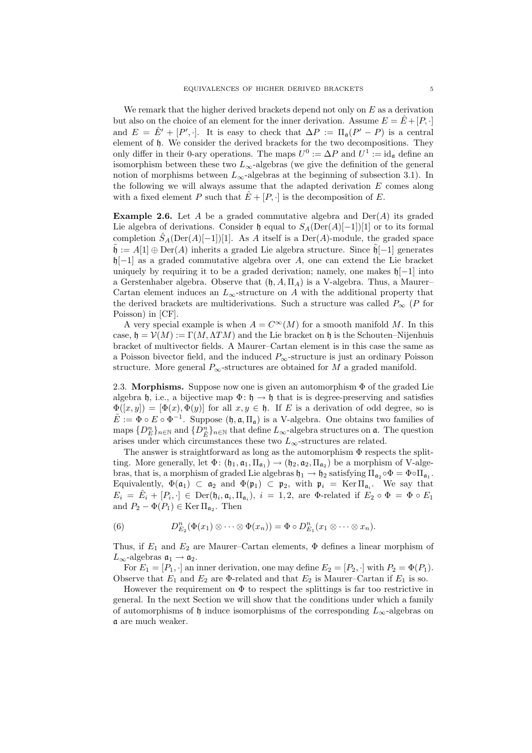We remark that the higher derived brackets depend not only on $E$ as a derivation but also on the choice of an element for the inner derivation. Assume $E = \hat{E} + [P, \cdot]$ and $E = \hat{E}' + [P', \cdot]$. It is easy to check that $\Delta P := \Pi_{\mathfrak{a}}(P' - P)$ is a central element of $\mathfrak{h}$. We consider the derived brackets for the two decompositions. They only differ in their 0-ary operations. The maps $U^0 := \Delta P$ and $U^1 := \mathrm{id}_{\mathfrak{a}}$ define an isomorphism between these two $L_\infty$-algebras (we give the definition of the general notion of morphisms between $L_\infty$-algebras at the beginning of subsection 3.1). In the following we will always assume that the adapted derivation $E$ comes along with a fixed element $P$ such that $\hat{E} + [P, \cdot]$ is the decomposition of $E$.

**Example 2.6.** Let $A$ be a graded commutative algebra and $\mathrm{Der}(A)$ its graded Lie algebra of derivations. Consider $\mathfrak{h}$ equal to $S_A(\mathrm{Der}(A)[-1])[1]$ or to its formal completion $\hat{S}_A(\mathrm{Der}(A)[-1])[1]$. As $A$ itself is a $\mathrm{Der}(A)$-module, the graded space $\tilde{\mathfrak{h}} := A[1] \oplus \mathrm{Der}(A)$ inherits a graded Lie algebra structure. Since $\tilde{\mathfrak{h}}[-1]$ generates $\mathfrak{h}[-1]$ as a graded commutative algebra over $A$, one can extend the Lie bracket uniquely by requiring it to be a graded derivation; namely, one makes $\mathfrak{h}[-1]$ into a Gerstenhaber algebra. Observe that $(\mathfrak{h}, A, \Pi_A)$ is a V-algebra. Thus, a Maurer–Cartan element induces an $L_\infty$-structure on $A$ with the additional property that the derived brackets are multiderivations. Such a structure was called $P_\infty$ ($P$ for Poisson) in [CF].

A very special example is when $A = C^\infty(M)$ for a smooth manifold $M$. In this case, $\mathfrak{h} = \mathcal{V}(M) := \Gamma(M, \Lambda TM)$ and the Lie bracket on $\mathfrak{h}$ is the Schouten–Nijenhuis bracket of multivector fields. A Maurer–Cartan element is in this case the same as a Poisson bivector field, and the induced $P_\infty$-structure is just an ordinary Poisson structure. More general $P_\infty$-structures are obtained for $M$ a graded manifold.

2.3. **Morphisms.** Suppose now one is given an automorphism $\Phi$ of the graded Lie algebra $\mathfrak{h}$, i.e., a bijective map $\Phi \colon \mathfrak{h} \to \mathfrak{h}$ that is is degree-preserving and satisfies $\Phi([x, y]) = [\Phi(x), \Phi(y)]$ for all $x, y \in \mathfrak{h}$. If $E$ is a derivation of odd degree, so is $\tilde{E} := \Phi \circ E \circ \Phi^{-1}$. Suppose $(\mathfrak{h}, \mathfrak{a}, \Pi_{\mathfrak{a}})$ is a V-algebra. One obtains two families of maps $\{D^n_E\}_{n\in\mathbb{N}}$ and $\{D^n_{\tilde{E}}\}_{n\in\mathbb{N}}$ that define $L_\infty$-algebra structures on $\mathfrak{a}$. The question arises under which circumstances these two $L_\infty$-structures are related.

The answer is straightforward as long as the automorphism $\Phi$ respects the splitting. More generally, let $\Phi \colon (\mathfrak{h}_1, \mathfrak{a}_1, \Pi_{\mathfrak{a}_1}) \to (\mathfrak{h}_2, \mathfrak{a}_2, \Pi_{\mathfrak{a}_2})$ be a morphism of V-algebras, that is, a morphism of graded Lie algebras $\mathfrak{h}_1 \to \mathfrak{h}_2$ satisfying $\Pi_{\mathfrak{a}_2} \circ \Phi = \Phi \circ \Pi_{\mathfrak{a}_1}$. Equivalently, $\Phi(\mathfrak{a}_1) \subset \mathfrak{a}_2$ and $\Phi(\mathfrak{p}_1) \subset \mathfrak{p}_2$, with $\mathfrak{p}_i = \mathrm{Ker}\, \Pi_{\mathfrak{a}_i}$. We say that $E_i = \hat{E}_i + [P_i, \cdot] \in \mathrm{Der}(\mathfrak{h}_i, \mathfrak{a}_i, \Pi_{\mathfrak{a}_i})$, $i = 1, 2$, are $\Phi$-related if $E_2 \circ \Phi = \Phi \circ E_1$ and $P_2 - \Phi(P_1) \in \mathrm{Ker}\, \Pi_{\mathfrak{a}_2}$. Then

$$D^n_{E_2}(\Phi(x_1) \otimes \cdots \otimes \Phi(x_n)) = \Phi \circ D^n_{E_1}(x_1 \otimes \cdots \otimes x_n). \tag{6}$$

Thus, if $E_1$ and $E_2$ are Maurer–Cartan elements, $\Phi$ defines a linear morphism of $L_\infty$-algebras $\mathfrak{a}_1 \to \mathfrak{a}_2$.

For $E_1 = [P_1, \cdot]$ an inner derivation, one may define $E_2 = [P_2, \cdot]$ with $P_2 = \Phi(P_1)$. Observe that $E_1$ and $E_2$ are $\Phi$-related and that $E_2$ is Maurer–Cartan if $E_1$ is so.

However the requirement on $\Phi$ to respect the splittings is far too restrictive in general. In the next Section we will show that the conditions under which a family of automorphisms of $\mathfrak{h}$ induce isomorphisms of the corresponding $L_\infty$-algebras on $\mathfrak{a}$ are much weaker.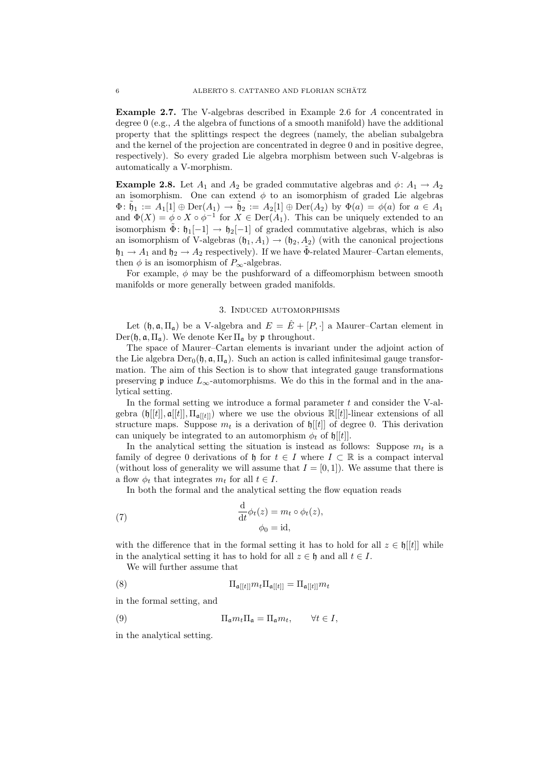**Example 2.7.** The V-algebras described in Example 2.6 for $A$ concentrated in degree 0 (e.g., $A$ the algebra of functions of a smooth manifold) have the additional property that the splittings respect the degrees (namely, the abelian subalgebra and the kernel of the projection are concentrated in degree 0 and in positive degree, respectively). So every graded Lie algebra morphism between such V-algebras is automatically a V-morphism.

**Example 2.8.** Let $A_1$ and $A_2$ be graded commutative algebras and $\phi\colon A_1 \to A_2$ an isomorphism. One can extend $\phi$ to an isomorphism of graded Lie algebras $\Phi\colon \tilde{\mathfrak{h}}_1 := A_1[1] \oplus \mathrm{Der}(A_1) \to \tilde{\mathfrak{h}}_2 := A_2[1] \oplus \mathrm{Der}(A_2)$ by $\Phi(a) = \phi(a)$ for $a \in A_1$ and $\Phi(X) = \phi \circ X \circ \phi^{-1}$ for $X \in \mathrm{Der}(A_1)$. This can be uniquely extended to an isomorphism $\tilde{\Phi}\colon \mathfrak{h}_1[-1] \to \mathfrak{h}_2[-1]$ of graded commutative algebras, which is also an isomorphism of V-algebras $(\mathfrak{h}_1, A_1) \to (\mathfrak{h}_2, A_2)$ (with the canonical projections $\mathfrak{h}_1 \to A_1$ and $\mathfrak{h}_2 \to A_2$ respectively). If we have $\tilde{\Phi}$-related Maurer–Cartan elements, then $\phi$ is an isomorphism of $P_\infty$-algebras.

For example, $\phi$ may be the pushforward of a diffeomorphism between smooth manifolds or more generally between graded manifolds.

## 3. Induced automorphisms

Let $(\mathfrak{h}, \mathfrak{a}, \Pi_{\mathfrak{a}})$ be a V-algebra and $E = \hat{E} + [P, \cdot]$ a Maurer–Cartan element in $\mathrm{Der}(\mathfrak{h}, \mathfrak{a}, \Pi_{\mathfrak{a}})$. We denote $\mathrm{Ker}\,\Pi_{\mathfrak{a}}$ by $\mathfrak{p}$ throughout.

The space of Maurer–Cartan elements is invariant under the adjoint action of the Lie algebra $\mathrm{Der}_0(\mathfrak{h}, \mathfrak{a}, \Pi_{\mathfrak{a}})$. Such an action is called infinitesimal gauge transformation. The aim of this Section is to show that integrated gauge transformations preserving $\mathfrak{p}$ induce $L_\infty$-automorphisms. We do this in the formal and in the analytical setting.

In the formal setting we introduce a formal parameter $t$ and consider the V-algebra $(\mathfrak{h}[[t]], \mathfrak{a}[[t]], \Pi_{\mathfrak{a}[[t]]})$ where we use the obvious $\mathbb{R}[[t]]$-linear extensions of all structure maps. Suppose $m_t$ is a derivation of $\mathfrak{h}[[t]]$ of degree 0. This derivation can uniquely be integrated to an automorphism $\phi_t$ of $\mathfrak{h}[[t]]$.

In the analytical setting the situation is instead as follows: Suppose $m_t$ is a family of degree 0 derivations of $\mathfrak{h}$ for $t \in I$ where $I \subset \mathbb{R}$ is a compact interval (without loss of generality we will assume that $I = [0, 1]$). We assume that there is a flow $\phi_t$ that integrates $m_t$ for all $t \in I$.

In both the formal and the analytical setting the flow equation reads

$$\frac{\mathrm{d}}{\mathrm{d}t}\phi_t(z) = m_t \circ \phi_t(z), \qquad \phi_0 = \mathrm{id}, \tag{7}$$

with the difference that in the formal setting it has to hold for all $z \in \mathfrak{h}[[t]]$ while in the analytical setting it has to hold for all $z \in \mathfrak{h}$ and all $t \in I$.

We will further assume that

$$\Pi_{\mathfrak{a}[[t]]} m_t \Pi_{\mathfrak{a}[[t]]} = \Pi_{\mathfrak{a}[[t]]} m_t \tag{8}$$

in the formal setting, and

$$\Pi_{\mathfrak{a}} m_t \Pi_{\mathfrak{a}} = \Pi_{\mathfrak{a}} m_t, \qquad \forall t \in I, \tag{9}$$

in the analytical setting.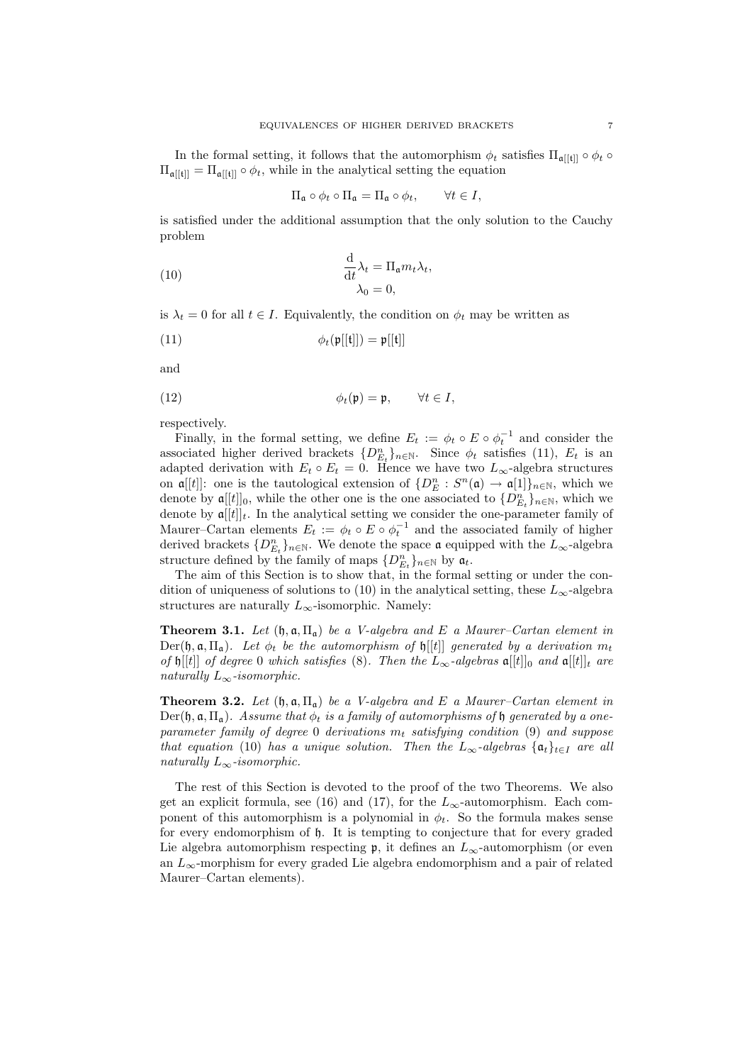In the formal setting, it follows that the automorphism $\phi_t$ satisfies $\Pi_{\mathfrak{a}[[t]]} \circ \phi_t \circ \Pi_{\mathfrak{a}[[t]]} = \Pi_{\mathfrak{a}[[t]]} \circ \phi_t$, while in the analytical setting the equation

$$\Pi_{\mathfrak{a}} \circ \phi_t \circ \Pi_{\mathfrak{a}} = \Pi_{\mathfrak{a}} \circ \phi_t, \qquad \forall t \in I,$$

is satisfied under the additional assumption that the only solution to the Cauchy problem

$$\begin{aligned} \frac{\mathrm{d}}{\mathrm{d}t}\lambda_t &= \Pi_{\mathfrak{a}} m_t \lambda_t, \\ \lambda_0 &= 0, \end{aligned} \tag{10}$$

is $\lambda_t = 0$ for all $t \in I$. Equivalently, the condition on $\phi_t$ may be written as

$$\phi_t(\mathfrak{p}[[t]]) = \mathfrak{p}[[t]] \tag{11}$$

and

$$\phi_t(\mathfrak{p}) = \mathfrak{p}, \qquad \forall t \in I, \tag{12}$$

respectively.

Finally, in the formal setting, we define $E_t := \phi_t \circ E \circ \phi_t^{-1}$ and consider the associated higher derived brackets $\{D^n_{E_t}\}_{n\in\mathbb{N}}$. Since $\phi_t$ satisfies (11), $E_t$ is an adapted derivation with $E_t \circ E_t = 0$. Hence we have two $L_\infty$-algebra structures on $\mathfrak{a}[[t]]$: one is the tautological extension of $\{D^n_E : S^n(\mathfrak{a}) \to \mathfrak{a}[1]\}_{n\in\mathbb{N}}$, which we denote by $\mathfrak{a}[[t]]_0$, while the other one is the one associated to $\{D^n_{E_t}\}_{n\in\mathbb{N}}$, which we denote by $\mathfrak{a}[[t]]_t$. In the analytical setting we consider the one-parameter family of Maurer–Cartan elements $E_t := \phi_t \circ E \circ \phi_t^{-1}$ and the associated family of higher derived brackets $\{D^n_{E_t}\}_{n\in\mathbb{N}}$. We denote the space $\mathfrak{a}$ equipped with the $L_\infty$-algebra structure defined by the family of maps $\{D^n_{E_t}\}_{n\in\mathbb{N}}$ by $\mathfrak{a}_t$.

The aim of this Section is to show that, in the formal setting or under the condition of uniqueness of solutions to (10) in the analytical setting, these $L_\infty$-algebra structures are naturally $L_\infty$-isomorphic. Namely:

**Theorem 3.1.** *Let $(\mathfrak{h}, \mathfrak{a}, \Pi_{\mathfrak{a}})$ be a V-algebra and $E$ a Maurer–Cartan element in $\mathrm{Der}(\mathfrak{h}, \mathfrak{a}, \Pi_{\mathfrak{a}})$. Let $\phi_t$ be the automorphism of $\mathfrak{h}[[t]]$ generated by a derivation $m_t$ of $\mathfrak{h}[[t]]$ of degree 0 which satisfies (8). Then the $L_\infty$-algebras $\mathfrak{a}[[t]]_0$ and $\mathfrak{a}[[t]]_t$ are naturally $L_\infty$-isomorphic.*

**Theorem 3.2.** *Let $(\mathfrak{h}, \mathfrak{a}, \Pi_{\mathfrak{a}})$ be a V-algebra and $E$ a Maurer–Cartan element in $\mathrm{Der}(\mathfrak{h}, \mathfrak{a}, \Pi_{\mathfrak{a}})$. Assume that $\phi_t$ is a family of automorphisms of $\mathfrak{h}$ generated by a one-parameter family of degree 0 derivations $m_t$ satisfying condition (9) and suppose that equation (10) has a unique solution. Then the $L_\infty$-algebras $\{\mathfrak{a}_t\}_{t\in I}$ are all naturally $L_\infty$-isomorphic.*

The rest of this Section is devoted to the proof of the two Theorems. We also get an explicit formula, see (16) and (17), for the $L_\infty$-automorphism. Each component of this automorphism is a polynomial in $\phi_t$. So the formula makes sense for every endomorphism of $\mathfrak{h}$. It is tempting to conjecture that for every graded Lie algebra automorphism respecting $\mathfrak{p}$, it defines an $L_\infty$-automorphism (or even an $L_\infty$-morphism for every graded Lie algebra endomorphism and a pair of related Maurer–Cartan elements).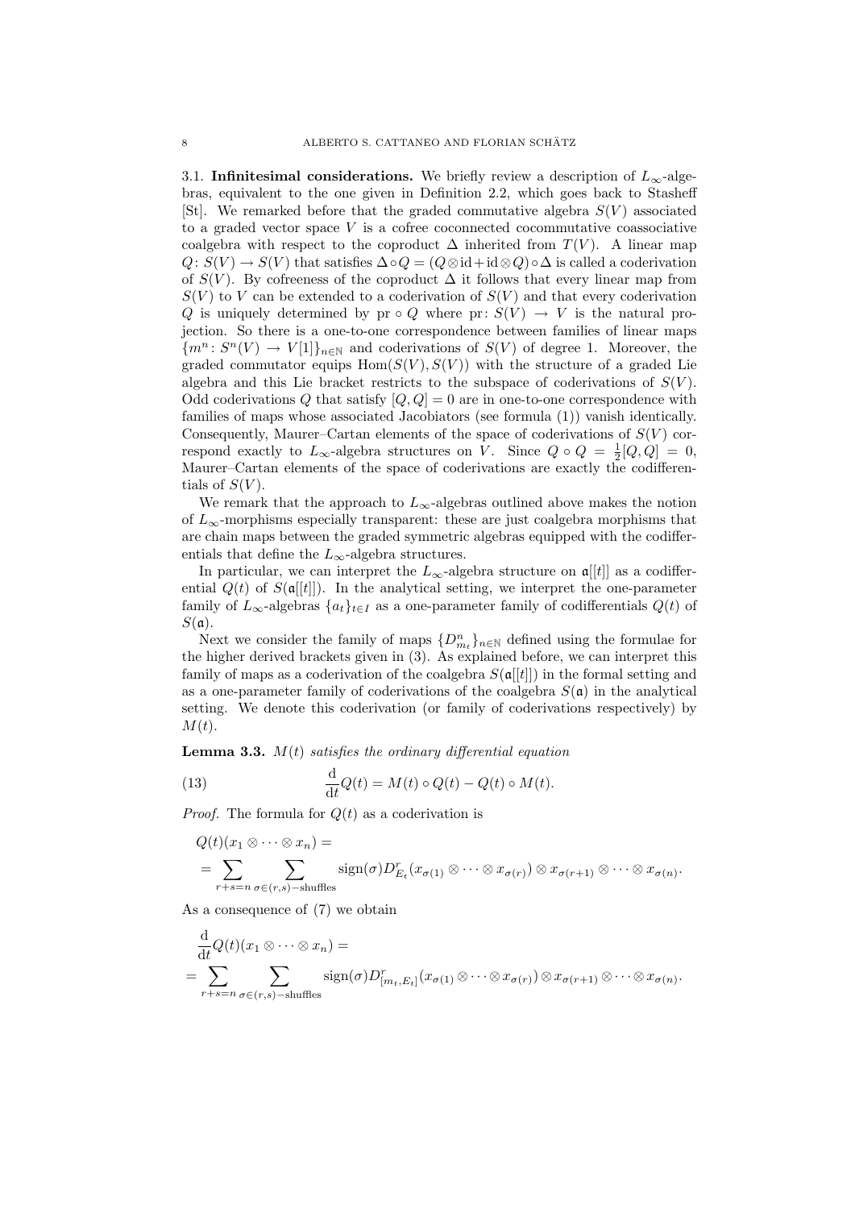3.1. **Infinitesimal considerations.** We briefly review a description of $L_\infty$-algebras, equivalent to the one given in Definition 2.2, which goes back to Stasheff [St]. We remarked before that the graded commutative algebra $S(V)$ associated to a graded vector space $V$ is a cofree coconnected cocommutative coassociative coalgebra with respect to the coproduct $\Delta$ inherited from $T(V)$. A linear map $Q\colon S(V) \to S(V)$ that satisfies $\Delta \circ Q = (Q \otimes \mathrm{id} + \mathrm{id} \otimes Q) \circ \Delta$ is called a coderivation of $S(V)$. By cofreeness of the coproduct $\Delta$ it follows that every linear map from $S(V)$ to $V$ can be extended to a coderivation of $S(V)$ and that every coderivation $Q$ is uniquely determined by $\mathrm{pr} \circ Q$ where $\mathrm{pr}\colon S(V) \to V$ is the natural projection. So there is a one-to-one correspondence between families of linear maps $\{m^n\colon S^n(V) \to V[1]\}_{n\in\mathbb{N}}$ and coderivations of $S(V)$ of degree 1. Moreover, the graded commutator equips $\mathrm{Hom}(S(V), S(V))$ with the structure of a graded Lie algebra and this Lie bracket restricts to the subspace of coderivations of $S(V)$. Odd coderivations $Q$ that satisfy $[Q, Q] = 0$ are in one-to-one correspondence with families of maps whose associated Jacobiators (see formula (1)) vanish identically. Consequently, Maurer–Cartan elements of the space of coderivations of $S(V)$ correspond exactly to $L_\infty$-algebra structures on $V$. Since $Q \circ Q = \frac{1}{2}[Q, Q] = 0$, Maurer–Cartan elements of the space of coderivations are exactly the codifferentials of $S(V)$.

We remark that the approach to $L_\infty$-algebras outlined above makes the notion of $L_\infty$-morphisms especially transparent: these are just coalgebra morphisms that are chain maps between the graded symmetric algebras equipped with the codifferentials that define the $L_\infty$-algebra structures.

In particular, we can interpret the $L_\infty$-algebra structure on $\mathfrak{a}[[t]]$ as a codifferential $Q(t)$ of $S(\mathfrak{a}[[t]])$. In the analytical setting, we interpret the one-parameter family of $L_\infty$-algebras $\{a_t\}_{t\in I}$ as a one-parameter family of codifferentials $Q(t)$ of $S(\mathfrak{a})$.

Next we consider the family of maps $\{D^n_{m_t}\}_{n\in\mathbb{N}}$ defined using the formulae for the higher derived brackets given in (3). As explained before, we can interpret this family of maps as a coderivation of the coalgebra $S(\mathfrak{a}[[t]])$ in the formal setting and as a one-parameter family of coderivations of the coalgebra $S(\mathfrak{a})$ in the analytical setting. We denote this coderivation (or family of coderivations respectively) by $M(t)$.

**Lemma 3.3.** *$M(t)$ satisfies the ordinary differential equation*

$$\frac{\mathrm{d}}{\mathrm{d}t} Q(t) = M(t) \circ Q(t) - Q(t) \circ M(t). \tag{13}$$

*Proof.* The formula for $Q(t)$ as a coderivation is

$$Q(t)(x_1 \otimes \cdots \otimes x_n) =$$
$$= \sum_{r+s=n} \sum_{\sigma \in (r,s)-\text{shuffles}} \mathrm{sign}(\sigma) D^r_{E_t}(x_{\sigma(1)} \otimes \cdots \otimes x_{\sigma(r)}) \otimes x_{\sigma(r+1)} \otimes \cdots \otimes x_{\sigma(n)}.$$

As a consequence of (7) we obtain

$$\frac{\mathrm{d}}{\mathrm{d}t} Q(t)(x_1 \otimes \cdots \otimes x_n) =$$
$$= \sum_{r+s=n} \sum_{\sigma \in (r,s)-\text{shuffles}} \mathrm{sign}(\sigma) D^r_{[m_t, E_t]}(x_{\sigma(1)} \otimes \cdots \otimes x_{\sigma(r)}) \otimes x_{\sigma(r+1)} \otimes \cdots \otimes x_{\sigma(n)}.$$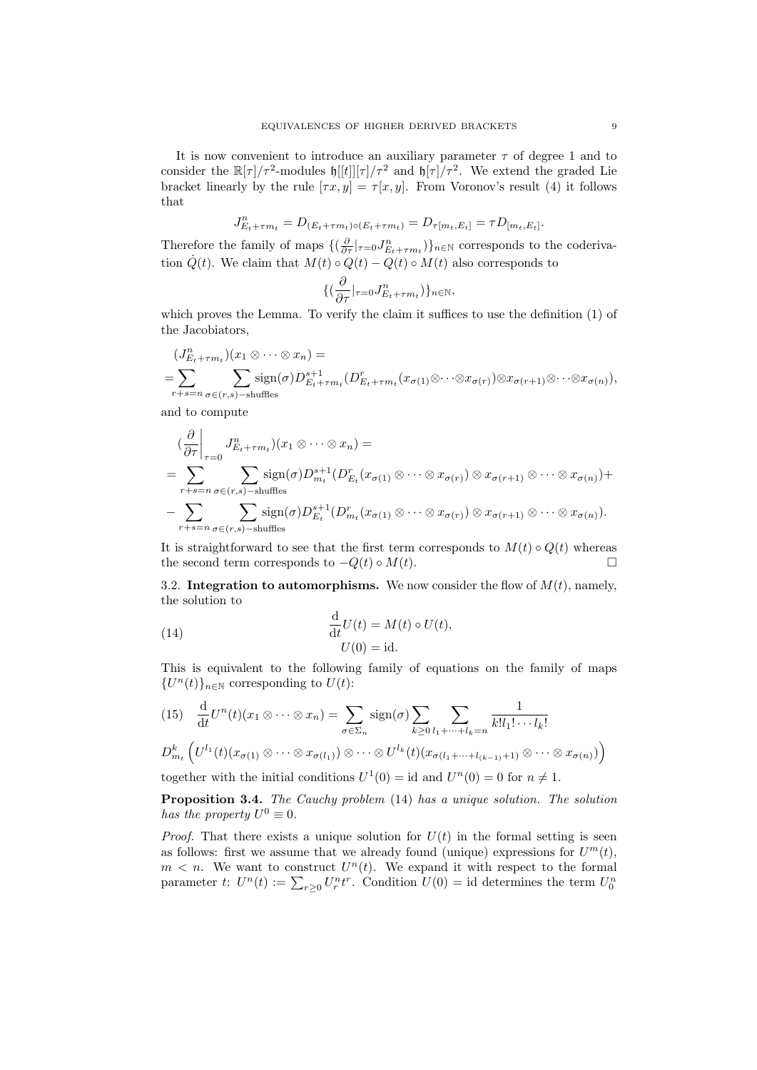It is now convenient to introduce an auxiliary parameter $\tau$ of degree 1 and to consider the $\mathbb{R}[\tau]/\tau^2$-modules $\mathfrak{h}[[t]][\tau]/\tau^2$ and $\mathfrak{h}[\tau]/\tau^2$. We extend the graded Lie bracket linearly by the rule $[\tau x, y] = \tau[x, y]$. From Voronov's result (4) it follows that

$$J^n_{E_t+\tau m_t} = D_{(E_t+\tau m_t)\circ(E_t+\tau m_t)} = D_{\tau[m_t,E_t]} = \tau D_{[m_t,E_t]}.$$

Therefore the family of maps $\{(\frac{\partial}{\partial\tau}|_{\tau=0}J^n_{E_t+\tau m_t})\}_{n\in\mathbb{N}}$ corresponds to the coderivation $\dot{Q}(t)$. We claim that $M(t)\circ Q(t) - Q(t)\circ M(t)$ also corresponds to

$$\{(\frac{\partial}{\partial\tau}|_{\tau=0}J^n_{E_t+\tau m_t})\}_{n\in\mathbb{N}},$$

which proves the Lemma. To verify the claim it suffices to use the definition (1) of the Jacobiators,

$$
\begin{aligned}
&(J^n_{E_t+\tau m_t})(x_1\otimes\cdots\otimes x_n) = \\
=&\sum_{r+s=n}\sum_{\sigma\in(r,s)-\text{shuffles}}\operatorname{sign}(\sigma)D^{s+1}_{E_t+\tau m_t}(D^r_{E_t+\tau m_t}(x_{\sigma(1)}\otimes\cdots\otimes x_{\sigma(r)})\otimes x_{\sigma(r+1)}\otimes\cdots\otimes x_{\sigma(n)}),
\end{aligned}
$$

and to compute

$$
\begin{aligned}
&(\frac{\partial}{\partial\tau}\bigg|_{\tau=0}J^n_{E_t+\tau m_t})(x_1\otimes\cdots\otimes x_n) = \\
=&\sum_{r+s=n}\sum_{\sigma\in(r,s)-\text{shuffles}}\operatorname{sign}(\sigma)D^{s+1}_{m_t}(D^r_{E_t}(x_{\sigma(1)}\otimes\cdots\otimes x_{\sigma(r)})\otimes x_{\sigma(r+1)}\otimes\cdots\otimes x_{\sigma(n)})+\\
-&\sum_{r+s=n}\sum_{\sigma\in(r,s)-\text{shuffles}}\operatorname{sign}(\sigma)D^{s+1}_{E_t}(D^r_{m_t}(x_{\sigma(1)}\otimes\cdots\otimes x_{\sigma(r)})\otimes x_{\sigma(r+1)}\otimes\cdots\otimes x_{\sigma(n)}).
\end{aligned}
$$

It is straightforward to see that the first term corresponds to $M(t)\circ Q(t)$ whereas the second term corresponds to $-Q(t)\circ M(t)$. $\square$

3.2. **Integration to automorphisms.** We now consider the flow of $M(t)$, namely, the solution to

$$
\begin{aligned}
\frac{\mathrm{d}}{\mathrm{d}t}U(t) &= M(t)\circ U(t),\\
U(0) &= \mathrm{id}.
\end{aligned}
\tag{14}
$$

This is equivalent to the following family of equations on the family of maps $\{U^n(t)\}_{n\in\mathbb{N}}$ corresponding to $U(t)$:

$$
\begin{aligned}
&\frac{\mathrm{d}}{\mathrm{d}t}U^n(t)(x_1\otimes\cdots\otimes x_n) = \sum_{\sigma\in\Sigma_n}\operatorname{sign}(\sigma)\sum_{k\geq 0}\sum_{l_1+\cdots+l_k=n}\frac{1}{k!l_1!\cdots l_k!}\\
&D^k_{m_t}\left(U^{l_1}(t)(x_{\sigma(1)}\otimes\cdots\otimes x_{\sigma(l_1)})\otimes\cdots\otimes U^{l_k}(t)(x_{\sigma(l_1+\cdots+l_{(k-1)}+1)}\otimes\cdots\otimes x_{\sigma(n)})\right)
\end{aligned}
\tag{15}
$$

together with the initial conditions $U^1(0) = \mathrm{id}$ and $U^n(0) = 0$ for $n \neq 1$.

**Proposition 3.4.** *The Cauchy problem* (14) *has a unique solution. The solution has the property* $U^0 \equiv 0$.

*Proof.* That there exists a unique solution for $U(t)$ in the formal setting is seen as follows: first we assume that we already found (unique) expressions for $U^m(t)$, $m < n$. We want to construct $U^n(t)$. We expand it with respect to the formal parameter $t$: $U^n(t) := \sum_{r\geq 0}U^n_r t^r$. Condition $U(0) = \mathrm{id}$ determines the term $U^n_0$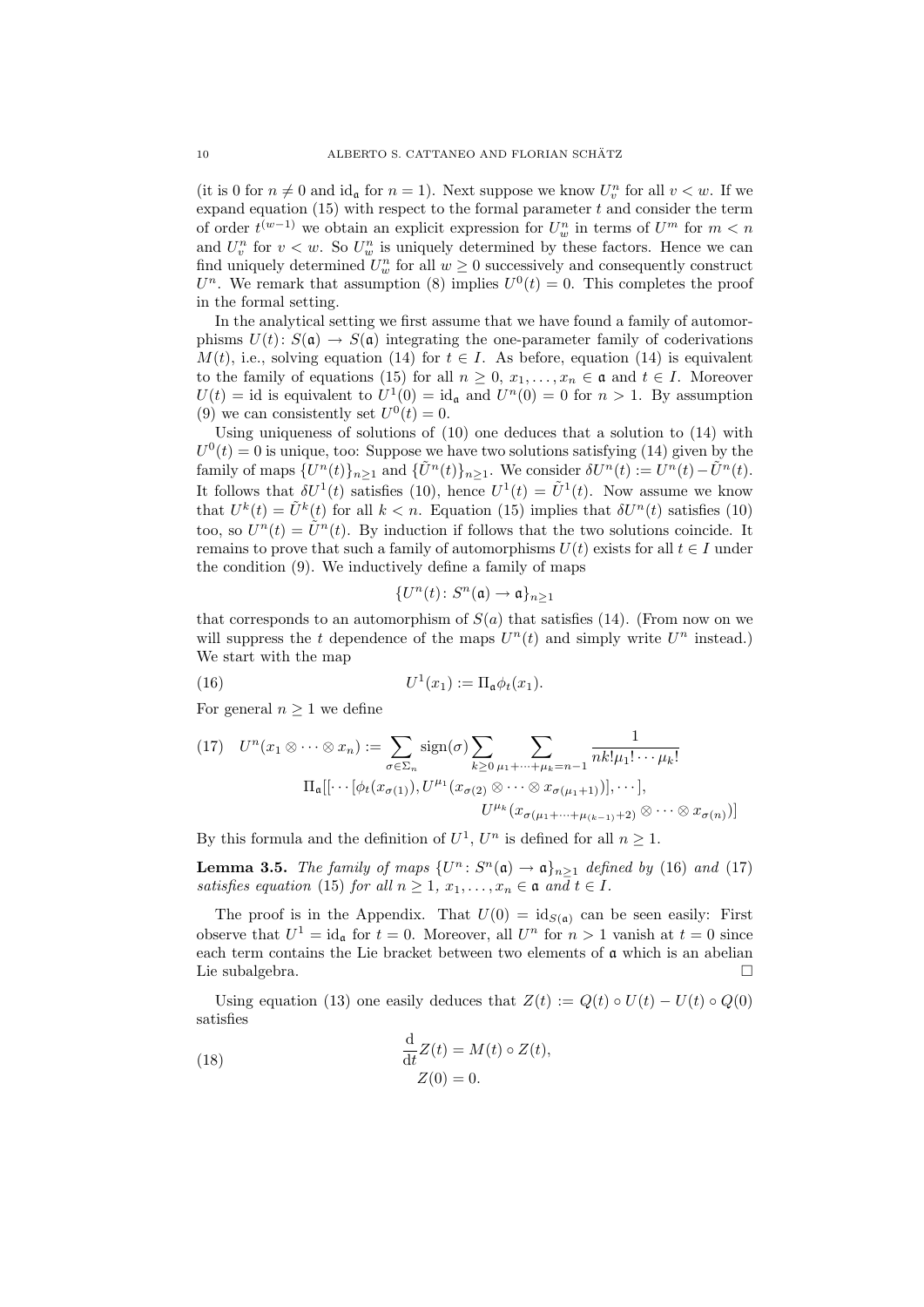(it is 0 for $n \neq 0$ and $\mathrm{id}_{\mathfrak{a}}$ for $n = 1$). Next suppose we know $U_v^n$ for all $v < w$. If we expand equation (15) with respect to the formal parameter $t$ and consider the term of order $t^{(w-1)}$ we obtain an explicit expression for $U_w^n$ in terms of $U^m$ for $m < n$ and $U_v^n$ for $v < w$. So $U_w^n$ is uniquely determined by these factors. Hence we can find uniquely determined $U_w^n$ for all $w \geq 0$ successively and consequently construct $U^n$. We remark that assumption (8) implies $U^0(t) = 0$. This completes the proof in the formal setting.

In the analytical setting we first assume that we have found a family of automorphisms $U(t)\colon S(\mathfrak{a}) \to S(\mathfrak{a})$ integrating the one-parameter family of coderivations $M(t)$, i.e., solving equation (14) for $t \in I$. As before, equation (14) is equivalent to the family of equations (15) for all $n \geq 0$, $x_1, \dots, x_n \in \mathfrak{a}$ and $t \in I$. Moreover $U(t) = \mathrm{id}$ is equivalent to $U^1(0) = \mathrm{id}_{\mathfrak{a}}$ and $U^n(0) = 0$ for $n > 1$. By assumption (9) we can consistently set $U^0(t) = 0$.

Using uniqueness of solutions of (10) one deduces that a solution to (14) with $U^0(t) = 0$ is unique, too: Suppose we have two solutions satisfying (14) given by the family of maps $\{U^n(t)\}_{n\geq 1}$ and $\{\tilde{U}^n(t)\}_{n\geq 1}$. We consider $\delta U^n(t) := U^n(t) - \tilde{U}^n(t)$. It follows that $\delta U^1(t)$ satisfies (10), hence $U^1(t) = \tilde{U}^1(t)$. Now assume we know that $U^k(t) = \tilde{U}^k(t)$ for all $k < n$. Equation (15) implies that $\delta U^n(t)$ satisfies (10) too, so $U^n(t) = \tilde{U}^n(t)$. By induction if follows that the two solutions coincide. It remains to prove that such a family of automorphisms $U(t)$ exists for all $t \in I$ under the condition (9). We inductively define a family of maps

$$\{U^n(t)\colon S^n(\mathfrak{a}) \to \mathfrak{a}\}_{n\geq 1}$$

that corresponds to an automorphism of $S(a)$ that satisfies (14). (From now on we will suppress the $t$ dependence of the maps $U^n(t)$ and simply write $U^n$ instead.) We start with the map

$$U^1(x_1) := \Pi_{\mathfrak{a}} \phi_t(x_1). \tag{16}$$

For general $n \geq 1$ we define

$$\begin{aligned} U^n(x_1 \otimes \cdots \otimes x_n) := \sum_{\sigma \in \Sigma_n} \mathrm{sign}(\sigma) \sum_{k \geq 0} \sum_{\mu_1 + \cdots + \mu_k = n-1} \frac{1}{nk!\mu_1! \cdots \mu_k!} \\ \Pi_{\mathfrak{a}}[[\cdots[\phi_t(x_{\sigma(1)}), U^{\mu_1}(x_{\sigma(2)} \otimes \cdots \otimes x_{\sigma(\mu_1+1)})], \cdots], \\ U^{\mu_k}(x_{\sigma(\mu_1+\cdots+\mu_{(k-1)}+2)} \otimes \cdots \otimes x_{\sigma(n)})] \end{aligned} \tag{17}$$

By this formula and the definition of $U^1$, $U^n$ is defined for all $n \geq 1$.

**Lemma 3.5.** *The family of maps $\{U^n\colon S^n(\mathfrak{a}) \to \mathfrak{a}\}_{n\geq 1}$ defined by (16) and (17) satisfies equation (15) for all $n \geq 1$, $x_1, \dots, x_n \in \mathfrak{a}$ and $t \in I$.*

The proof is in the Appendix. That $U(0) = \mathrm{id}_{S(\mathfrak{a})}$ can be seen easily: First observe that $U^1 = \mathrm{id}_{\mathfrak{a}}$ for $t = 0$. Moreover, all $U^n$ for $n > 1$ vanish at $t = 0$ since each term contains the Lie bracket between two elements of $\mathfrak{a}$ which is an abelian Lie subalgebra. □

Using equation (13) one easily deduces that $Z(t) := Q(t) \circ U(t) - U(t) \circ Q(0)$ satisfies

$$\begin{aligned} \frac{\mathrm{d}}{\mathrm{d}t} Z(t) &= M(t) \circ Z(t), \\ Z(0) &= 0. \end{aligned} \tag{18}$$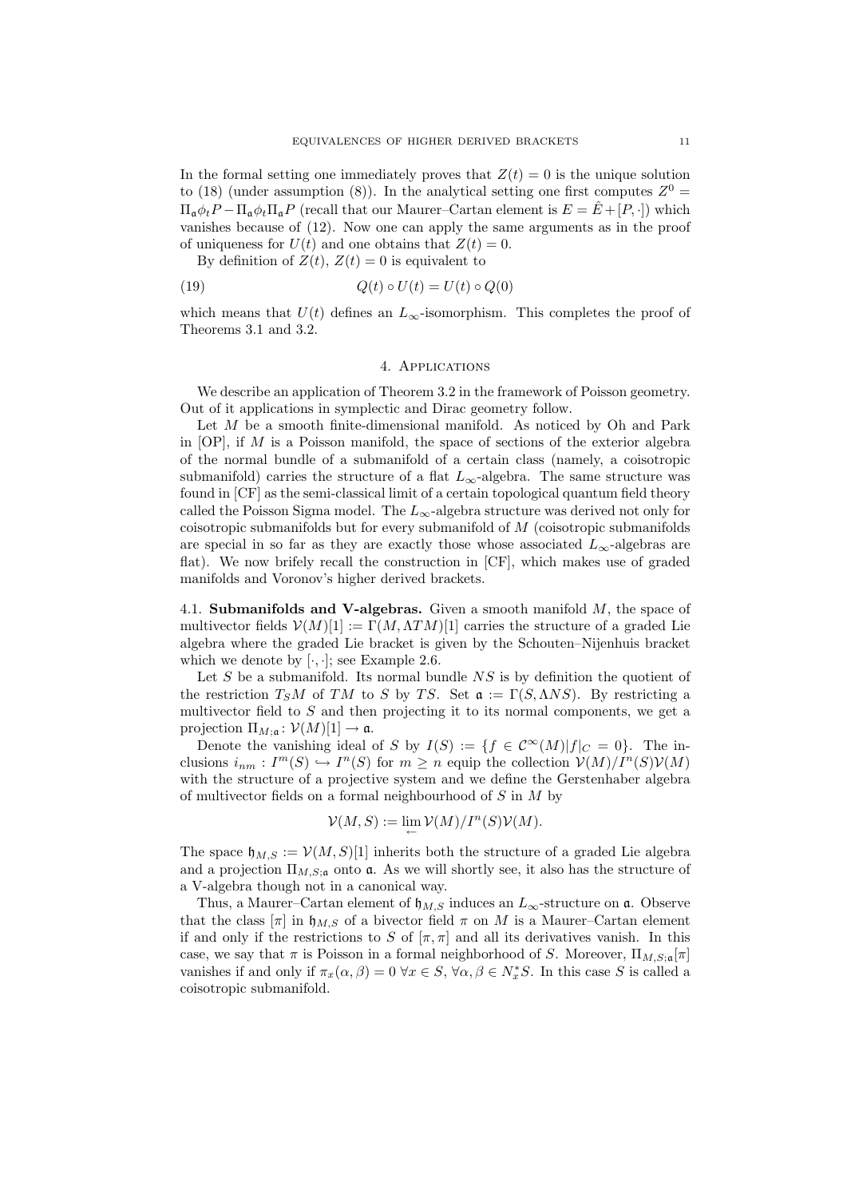In the formal setting one immediately proves that $Z(t) = 0$ is the unique solution to (18) (under assumption (8)). In the analytical setting one first computes $Z^0 = \Pi_{\mathfrak{a}}\phi_t P - \Pi_{\mathfrak{a}}\phi_t \Pi_{\mathfrak{a}} P$ (recall that our Maurer–Cartan element is $E = \hat{E} + [P, \cdot])$ which vanishes because of (12). Now one can apply the same arguments as in the proof of uniqueness for $U(t)$ and one obtains that $Z(t) = 0$.

By definition of $Z(t)$, $Z(t) = 0$ is equivalent to

$$Q(t) \circ U(t) = U(t) \circ Q(0) \tag{19}$$

which means that $U(t)$ defines an $L_\infty$-isomorphism. This completes the proof of Theorems 3.1 and 3.2.

## 4. Applications

We describe an application of Theorem 3.2 in the framework of Poisson geometry. Out of it applications in symplectic and Dirac geometry follow.

Let $M$ be a smooth finite-dimensional manifold. As noticed by Oh and Park in [OP], if $M$ is a Poisson manifold, the space of sections of the exterior algebra of the normal bundle of a submanifold of a certain class (namely, a coisotropic submanifold) carries the structure of a flat $L_\infty$-algebra. The same structure was found in [CF] as the semi-classical limit of a certain topological quantum field theory called the Poisson Sigma model. The $L_\infty$-algebra structure was derived not only for coisotropic submanifolds but for every submanifold of $M$ (coisotropic submanifolds are special in so far as they are exactly those whose associated $L_\infty$-algebras are flat). We now brifely recall the construction in [CF], which makes use of graded manifolds and Voronov's higher derived brackets.

### 4.1. Submanifolds and V-algebras.

Given a smooth manifold $M$, the space of multivector fields $\mathcal{V}(M)[1] := \Gamma(M, \Lambda TM)[1]$ carries the structure of a graded Lie algebra where the graded Lie bracket is given by the Schouten–Nijenhuis bracket which we denote by $[\cdot, \cdot]$; see Example 2.6.

Let $S$ be a submanifold. Its normal bundle $NS$ is by definition the quotient of the restriction $T_S M$ of $TM$ to $S$ by $TS$. Set $\mathfrak{a} := \Gamma(S, \Lambda NS)$. By restricting a multivector field to $S$ and then projecting it to its normal components, we get a projection $\Pi_{M;\mathfrak{a}} \colon \mathcal{V}(M)[1] \to \mathfrak{a}$.

Denote the vanishing ideal of $S$ by $I(S) := \{f \in \mathcal{C}^\infty(M) | f|_C = 0\}$. The inclusions $i_{nm} : I^m(S) \hookrightarrow I^n(S)$ for $m \geq n$ equip the collection $\mathcal{V}(M)/I^n(S)\mathcal{V}(M)$ with the structure of a projective system and we define the Gerstenhaber algebra of multivector fields on a formal neighbourhood of $S$ in $M$ by

$$\mathcal{V}(M, S) := \lim_{\leftarrow} \mathcal{V}(M)/I^n(S)\mathcal{V}(M).$$

The space $\mathfrak{h}_{M,S} := \mathcal{V}(M, S)[1]$ inherits both the structure of a graded Lie algebra and a projection $\Pi_{M,S;\mathfrak{a}}$ onto $\mathfrak{a}$. As we will shortly see, it also has the structure of a V-algebra though not in a canonical way.

Thus, a Maurer–Cartan element of $\mathfrak{h}_{M,S}$ induces an $L_\infty$-structure on $\mathfrak{a}$. Observe that the class $[\pi]$ in $\mathfrak{h}_{M,S}$ of a bivector field $\pi$ on $M$ is a Maurer–Cartan element if and only if the restrictions to $S$ of $[\pi, \pi]$ and all its derivatives vanish. In this case, we say that $\pi$ is Poisson in a formal neighborhood of $S$. Moreover, $\Pi_{M,S;\mathfrak{a}}[\pi]$ vanishes if and only if $\pi_x(\alpha, \beta) = 0 \; \forall x \in S, \forall \alpha, \beta \in N_x^* S$. In this case $S$ is called a coisotropic submanifold.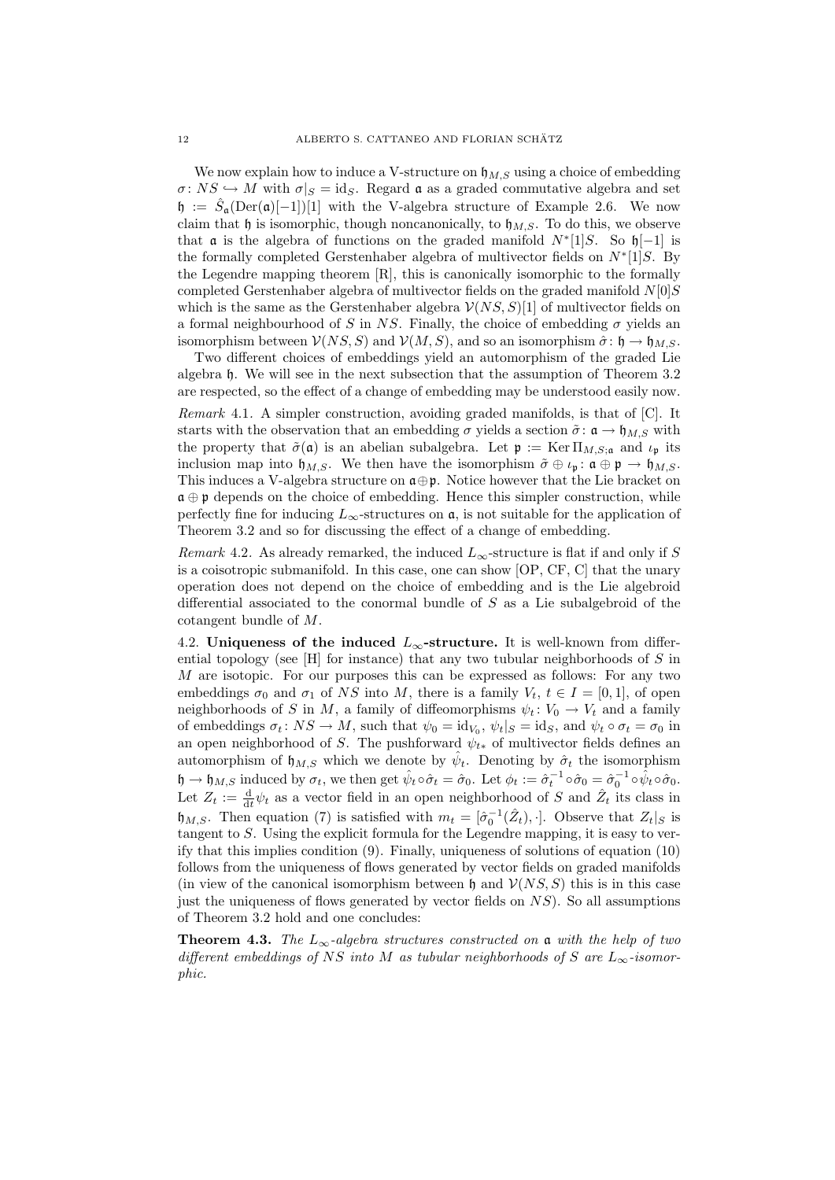We now explain how to induce a V-structure on $\mathfrak{h}_{M,S}$ using a choice of embedding $\sigma\colon NS \hookrightarrow M$ with $\sigma|_S = \mathrm{id}_S$. Regard $\mathfrak{a}$ as a graded commutative algebra and set $\mathfrak{h} := \hat{S}_{\mathfrak{a}}(\mathrm{Der}(\mathfrak{a})[-1])[1]$ with the V-algebra structure of Example 2.6. We now claim that $\mathfrak{h}$ is isomorphic, though noncanonically, to $\mathfrak{h}_{M,S}$. To do this, we observe that $\mathfrak{a}$ is the algebra of functions on the graded manifold $N^*[1]S$. So $\mathfrak{h}[-1]$ is the formally completed Gerstenhaber algebra of multivector fields on $N^*[1]S$. By the Legendre mapping theorem [R], this is canonically isomorphic to the formally completed Gerstenhaber algebra of multivector fields on the graded manifold $N[0]S$ which is the same as the Gerstenhaber algebra $\mathcal{V}(NS,S)[1]$ of multivector fields on a formal neighbourhood of $S$ in $NS$. Finally, the choice of embedding $\sigma$ yields an isomorphism between $\mathcal{V}(NS,S)$ and $\mathcal{V}(M,S)$, and so an isomorphism $\hat{\sigma}\colon \mathfrak{h} \to \mathfrak{h}_{M,S}$.

Two different choices of embeddings yield an automorphism of the graded Lie algebra $\mathfrak{h}$. We will see in the next subsection that the assumption of Theorem 3.2 are respected, so the effect of a change of embedding may be understood easily now.

*Remark* 4.1. A simpler construction, avoiding graded manifolds, is that of [C]. It starts with the observation that an embedding $\sigma$ yields a section $\tilde{\sigma}\colon \mathfrak{a} \to \mathfrak{h}_{M,S}$ with the property that $\tilde{\sigma}(\mathfrak{a})$ is an abelian subalgebra. Let $\mathfrak{p} := \mathrm{Ker}\, \Pi_{M,S;\mathfrak{a}}$ and $\iota_{\mathfrak{p}}$ its inclusion map into $\mathfrak{h}_{M,S}$. We then have the isomorphism $\tilde{\sigma} \oplus \iota_{\mathfrak{p}}\colon \mathfrak{a} \oplus \mathfrak{p} \to \mathfrak{h}_{M,S}$. This induces a V-algebra structure on $\mathfrak{a} \oplus \mathfrak{p}$. Notice however that the Lie bracket on $\mathfrak{a} \oplus \mathfrak{p}$ depends on the choice of embedding. Hence this simpler construction, while perfectly fine for inducing $L_\infty$-structures on $\mathfrak{a}$, is not suitable for the application of Theorem 3.2 and so for discussing the effect of a change of embedding.

*Remark* 4.2. As already remarked, the induced $L_\infty$-structure is flat if and only if $S$ is a coisotropic submanifold. In this case, one can show [OP, CF, C] that the unary operation does not depend on the choice of embedding and is the Lie algebroid differential associated to the conormal bundle of $S$ as a Lie subalgebroid of the cotangent bundle of $M$.

**4.2. Uniqueness of the induced $L_\infty$-structure.** It is well-known from differential topology (see [H] for instance) that any two tubular neighborhoods of $S$ in $M$ are isotopic. For our purposes this can be expressed as follows: For any two embeddings $\sigma_0$ and $\sigma_1$ of $NS$ into $M$, there is a family $V_t$, $t \in I = [0,1]$, of open neighborhoods of $S$ in $M$, a family of diffeomorphisms $\psi_t\colon V_0 \to V_t$ and a family of embeddings $\sigma_t\colon NS \to M$, such that $\psi_0 = \mathrm{id}_{V_0}$, $\psi_t|_S = \mathrm{id}_S$, and $\psi_t \circ \sigma_t = \sigma_0$ in an open neighborhood of $S$. The pushforward $\psi_{t*}$ of multivector fields defines an automorphism of $\mathfrak{h}_{M,S}$ which we denote by $\hat{\psi}_t$. Denoting by $\hat{\sigma}_t$ the isomorphism $\mathfrak{h} \to \mathfrak{h}_{M,S}$ induced by $\sigma_t$, we then get $\hat{\psi}_t \circ \hat{\sigma}_t = \hat{\sigma}_0$. Let $\phi_t := \hat{\sigma}_t^{-1} \circ \hat{\sigma}_0 = \hat{\sigma}_0^{-1} \circ \hat{\psi}_t \circ \hat{\sigma}_0$. Let $Z_t := \frac{\mathrm{d}}{\mathrm{d}t}\psi_t$ as a vector field in an open neighborhood of $S$ and $\hat{Z}_t$ its class in $\mathfrak{h}_{M,S}$. Then equation (7) is satisfied with $m_t = [\hat{\sigma}_0^{-1}(\hat{Z}_t), \cdot]$. Observe that $Z_t|_S$ is tangent to $S$. Using the explicit formula for the Legendre mapping, it is easy to verify that this implies condition (9). Finally, uniqueness of solutions of equation (10) follows from the uniqueness of flows generated by vector fields on graded manifolds (in view of the canonical isomorphism between $\mathfrak{h}$ and $\mathcal{V}(NS,S)$ this is in this case just the uniqueness of flows generated by vector fields on $NS$). So all assumptions of Theorem 3.2 hold and one concludes:

**Theorem 4.3.** *The $L_\infty$-algebra structures constructed on $\mathfrak{a}$ with the help of two different embeddings of $NS$ into $M$ as tubular neighborhoods of $S$ are $L_\infty$-isomorphic.*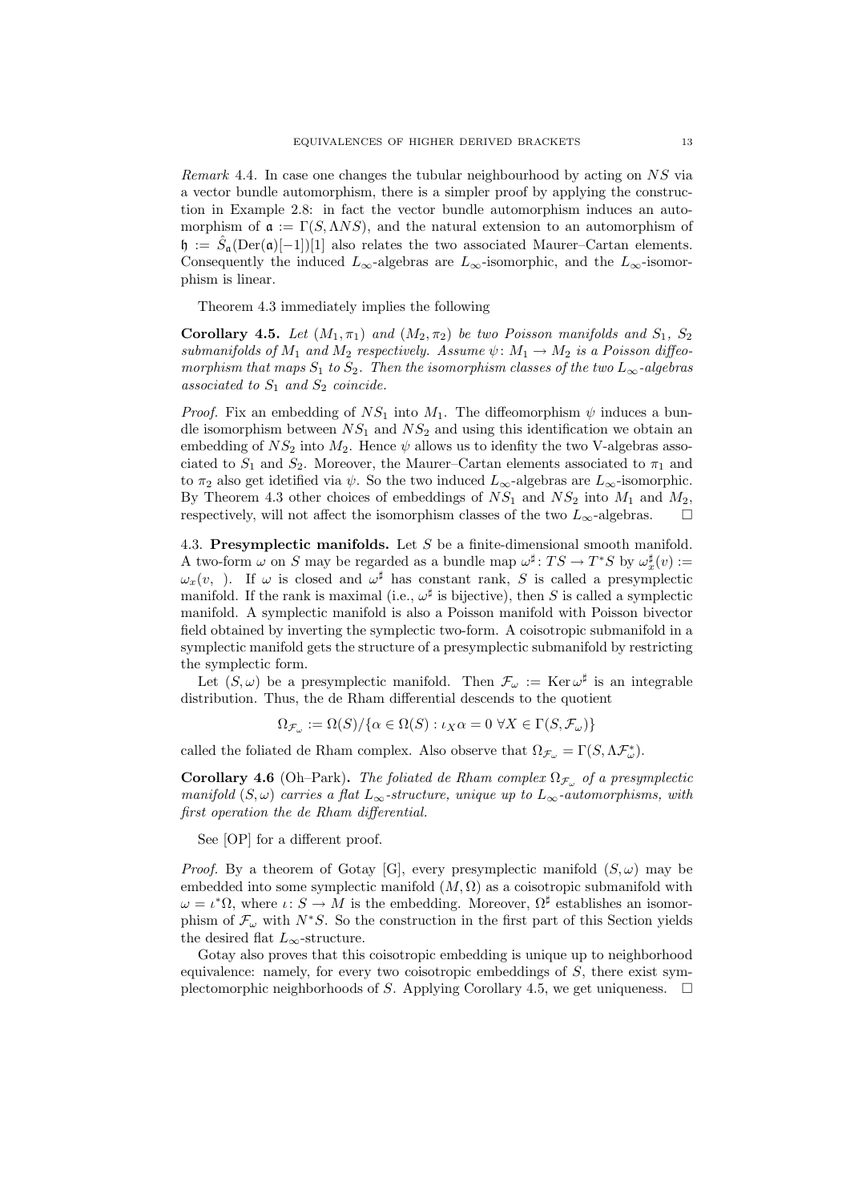*Remark* 4.4. In case one changes the tubular neighbourhood by acting on $NS$ via a vector bundle automorphism, there is a simpler proof by applying the construction in Example 2.8: in fact the vector bundle automorphism induces an automorphism of $\mathfrak{a} := \Gamma(S, \Lambda NS)$, and the natural extension to an automorphism of $\mathfrak{h} := \hat{S}_{\mathfrak{a}}(\mathrm{Der}(\mathfrak{a})[-1])[1]$ also relates the two associated Maurer–Cartan elements. Consequently the induced $L_\infty$-algebras are $L_\infty$-isomorphic, and the $L_\infty$-isomorphism is linear.

Theorem 4.3 immediately implies the following

**Corollary 4.5.** *Let $(M_1, \pi_1)$ and $(M_2, \pi_2)$ be two Poisson manifolds and $S_1$, $S_2$ submanifolds of $M_1$ and $M_2$ respectively. Assume $\psi\colon M_1 \to M_2$ is a Poisson diffeomorphism that maps $S_1$ to $S_2$. Then the isomorphism classes of the two $L_\infty$-algebras associated to $S_1$ and $S_2$ coincide.*

*Proof.* Fix an embedding of $NS_1$ into $M_1$. The diffeomorphism $\psi$ induces a bundle isomorphism between $NS_1$ and $NS_2$ and using this identification we obtain an embedding of $NS_2$ into $M_2$. Hence $\psi$ allows us to idenfity the two V-algebras associated to $S_1$ and $S_2$. Moreover, the Maurer–Cartan elements associated to $\pi_1$ and to $\pi_2$ also get idetified via $\psi$. So the two induced $L_\infty$-algebras are $L_\infty$-isomorphic. By Theorem 4.3 other choices of embeddings of $NS_1$ and $NS_2$ into $M_1$ and $M_2$, respectively, will not affect the isomorphism classes of the two $L_\infty$-algebras. □

4.3. **Presymplectic manifolds.** Let $S$ be a finite-dimensional smooth manifold. A two-form $\omega$ on $S$ may be regarded as a bundle map $\omega^\sharp\colon TS \to T^*S$ by $\omega^\sharp_x(v) := \omega_x(v, \ )$. If $\omega$ is closed and $\omega^\sharp$ has constant rank, $S$ is called a presymplectic manifold. If the rank is maximal (i.e., $\omega^\sharp$ is bijective), then $S$ is called a symplectic manifold. A symplectic manifold is also a Poisson manifold with Poisson bivector field obtained by inverting the symplectic two-form. A coisotropic submanifold in a symplectic manifold gets the structure of a presymplectic submanifold by restricting the symplectic form.

Let $(S, \omega)$ be a presymplectic manifold. Then $\mathcal{F}_\omega := \operatorname{Ker} \omega^\sharp$ is an integrable distribution. Thus, the de Rham differential descends to the quotient

$$\Omega_{\mathcal{F}_\omega} := \Omega(S)/\{\alpha \in \Omega(S) : \iota_X \alpha = 0 \ \forall X \in \Gamma(S, \mathcal{F}_\omega)\}$$

called the foliated de Rham complex. Also observe that $\Omega_{\mathcal{F}_\omega} = \Gamma(S, \Lambda \mathcal{F}^*_\omega)$.

**Corollary 4.6** (Oh–Park)**.** *The foliated de Rham complex $\Omega_{\mathcal{F}_\omega}$ of a presymplectic manifold $(S, \omega)$ carries a flat $L_\infty$-structure, unique up to $L_\infty$-automorphisms, with first operation the de Rham differential.*

See [OP] for a different proof.

*Proof.* By a theorem of Gotay [G], every presymplectic manifold $(S, \omega)$ may be embedded into some symplectic manifold $(M, \Omega)$ as a coisotropic submanifold with $\omega = \iota^*\Omega$, where $\iota\colon S \to M$ is the embedding. Moreover, $\Omega^\sharp$ establishes an isomorphism of $\mathcal{F}_\omega$ with $N^*S$. So the construction in the first part of this Section yields the desired flat $L_\infty$-structure.

Gotay also proves that this coisotropic embedding is unique up to neighborhood equivalence: namely, for every two coisotropic embeddings of $S$, there exist symplectomorphic neighborhoods of $S$. Applying Corollary 4.5, we get uniqueness. □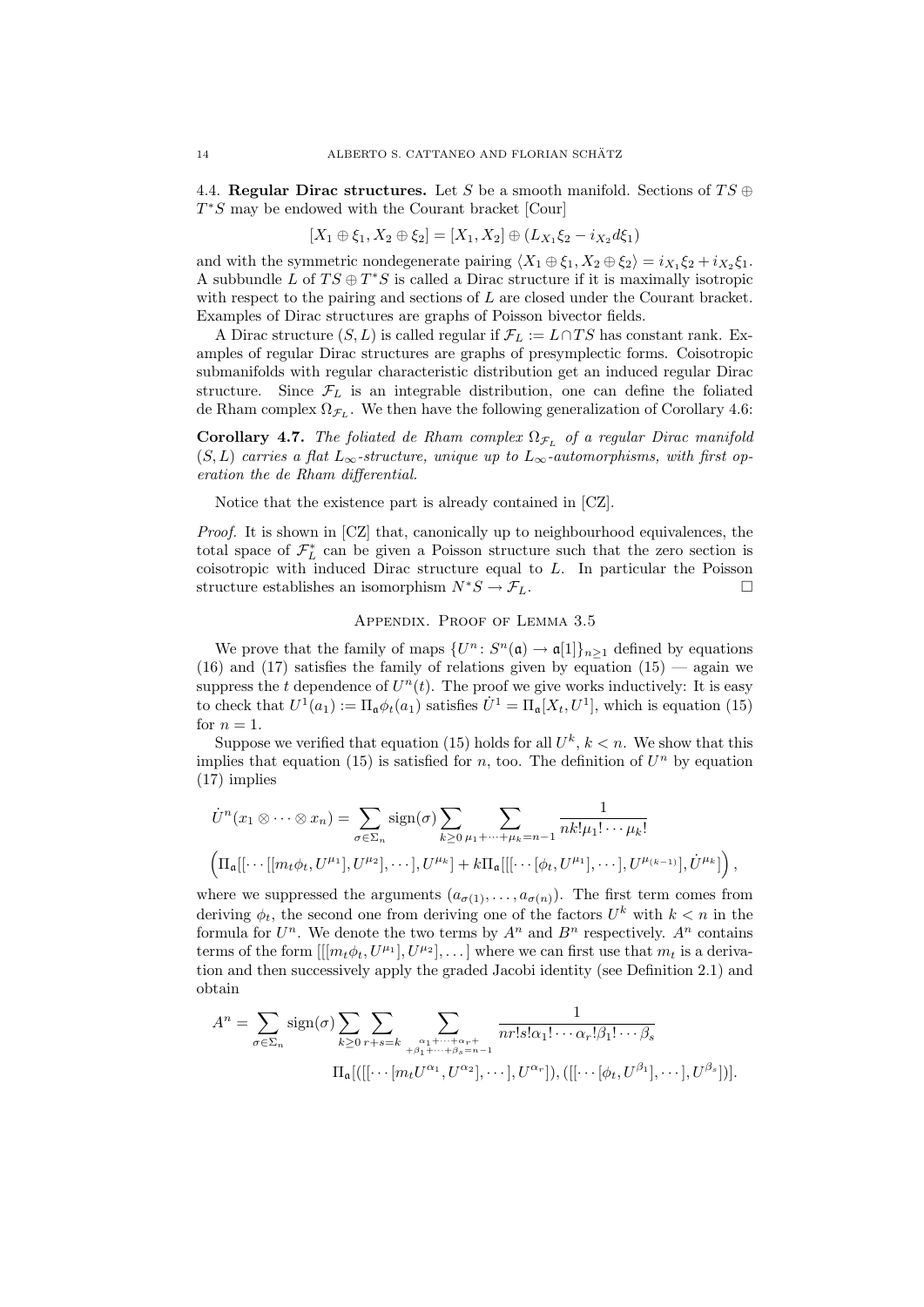4.4. **Regular Dirac structures.** Let $S$ be a smooth manifold. Sections of $TS \oplus T^*S$ may be endowed with the Courant bracket [Cour]

$$[X_1 \oplus \xi_1, X_2 \oplus \xi_2] = [X_1, X_2] \oplus (L_{X_1}\xi_2 - i_{X_2}d\xi_1)$$

and with the symmetric nondegenerate pairing $\langle X_1 \oplus \xi_1, X_2 \oplus \xi_2\rangle = i_{X_1}\xi_2 + i_{X_2}\xi_1$. A subbundle $L$ of $TS \oplus T^*S$ is called a Dirac structure if it is maximally isotropic with respect to the pairing and sections of $L$ are closed under the Courant bracket. Examples of Dirac structures are graphs of Poisson bivector fields.

A Dirac structure $(S, L)$ is called regular if $\mathcal{F}_L := L \cap TS$ has constant rank. Examples of regular Dirac structures are graphs of presymplectic forms. Coisotropic submanifolds with regular characteristic distribution get an induced regular Dirac structure. Since $\mathcal{F}_L$ is an integrable distribution, one can define the foliated de Rham complex $\Omega_{\mathcal{F}_L}$. We then have the following generalization of Corollary 4.6:

**Corollary 4.7.** *The foliated de Rham complex $\Omega_{\mathcal{F}_L}$ of a regular Dirac manifold $(S, L)$ carries a flat $L_\infty$-structure, unique up to $L_\infty$-automorphisms, with first operation the de Rham differential.*

Notice that the existence part is already contained in [CZ].

*Proof.* It is shown in [CZ] that, canonically up to neighbourhood equivalences, the total space of $\mathcal{F}_L^*$ can be given a Poisson structure such that the zero section is coisotropic with induced Dirac structure equal to $L$. In particular the Poisson structure establishes an isomorphism $N^*S \to \mathcal{F}_L$. □

## Appendix. Proof of Lemma 3.5

We prove that the family of maps $\{U^n \colon S^n(\mathfrak{a}) \to \mathfrak{a}[1]\}_{n\geq 1}$ defined by equations (16) and (17) satisfies the family of relations given by equation (15) — again we suppress the $t$ dependence of $U^n(t)$. The proof we give works inductively: It is easy to check that $U^1(a_1) := \Pi_\mathfrak{a}\phi_t(a_1)$ satisfies $\dot{U}^1 = \Pi_\mathfrak{a}[X_t, U^1]$, which is equation (15) for $n = 1$.

Suppose we verified that equation (15) holds for all $U^k$, $k < n$. We show that this implies that equation (15) is satisfied for $n$, too. The definition of $U^n$ by equation (17) implies

$$\dot{U}^n(x_1 \otimes \cdots \otimes x_n) = \sum_{\sigma\in\Sigma_n} \operatorname{sign}(\sigma) \sum_{k\geq 0} \sum_{\mu_1+\cdots+\mu_k=n-1} \frac{1}{nk!\mu_1!\cdots\mu_k!}$$
$$\Big(\Pi_\mathfrak{a}[[\cdots[[m_t\phi_t, U^{\mu_1}], U^{\mu_2}], \cdots], U^{\mu_k}] + k\Pi_\mathfrak{a}[[[\cdots[\phi_t, U^{\mu_1}], \cdots], U^{\mu_{(k-1)}}], \dot{U}^{\mu_k}]\Big),$$

where we suppressed the arguments $(a_{\sigma(1)}, \ldots, a_{\sigma(n)})$. The first term comes from deriving $\phi_t$, the second one from deriving one of the factors $U^k$ with $k < n$ in the formula for $U^n$. We denote the two terms by $A^n$ and $B^n$ respectively. $A^n$ contains terms of the form $[[[m_t\phi_t, U^{\mu_1}], U^{\mu_2}], \ldots]$ where we can first use that $m_t$ is a derivation and then successively apply the graded Jacobi identity (see Definition 2.1) and obtain

$$A^n = \sum_{\sigma\in\Sigma_n} \operatorname{sign}(\sigma) \sum_{k\geq 0} \sum_{r+s=k} \sum_{\substack{\alpha_1+\cdots+\alpha_r+\\ +\beta_1+\cdots+\beta_s=n-1}} \frac{1}{nr!s!\alpha_1!\cdots\alpha_r!\beta_1!\cdots\beta_s}$$
$$\Pi_\mathfrak{a}[([[\cdots[m_tU^{\alpha_1}, U^{\alpha_2}], \cdots], U^{\alpha_r}]), ([[\cdots[\phi_t, U^{\beta_1}], \cdots], U^{\beta_s}])].$$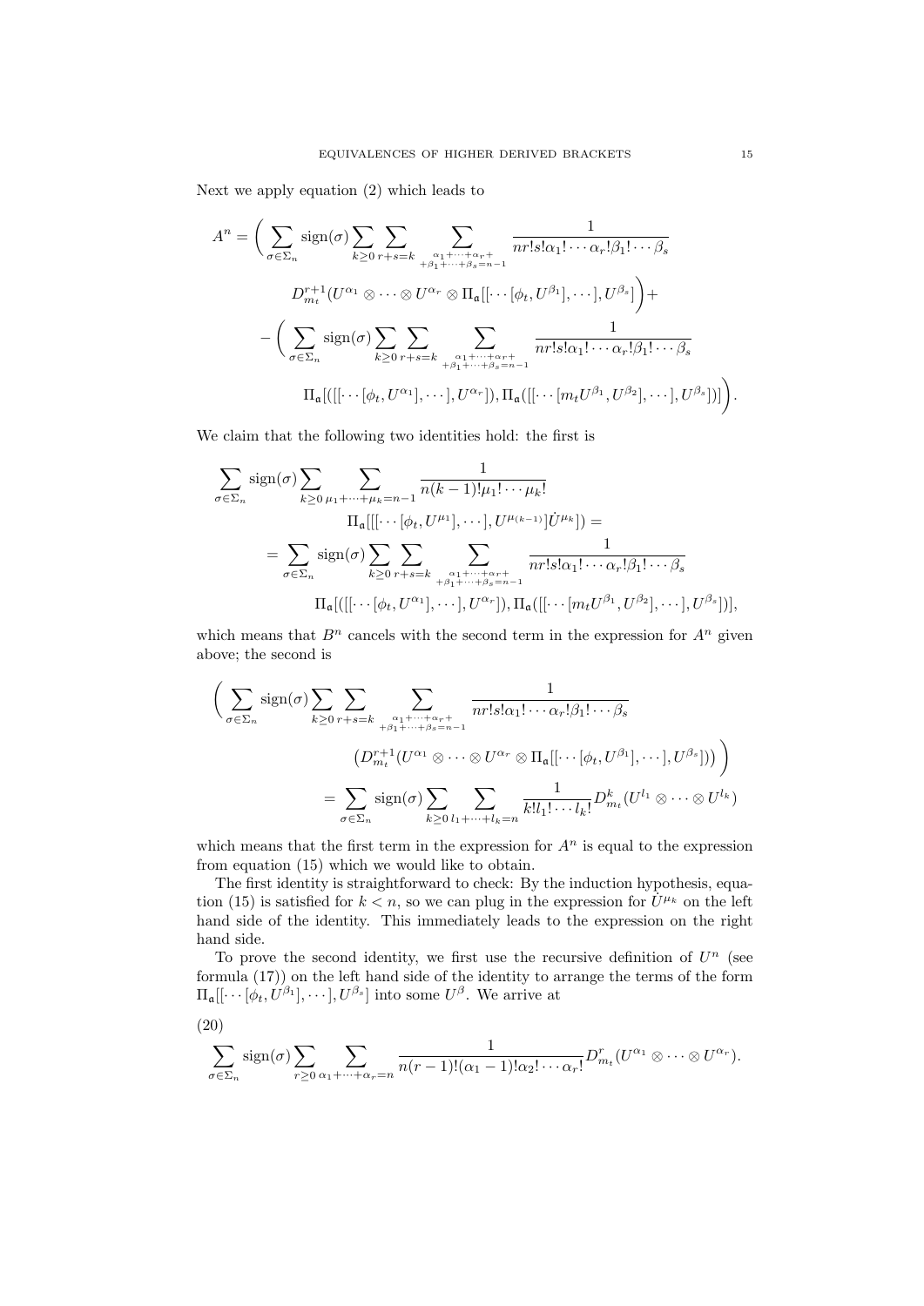Next we apply equation (2) which leads to

$$A^n = \Bigg( \sum_{\sigma\in\Sigma_n} \mathrm{sign}(\sigma) \sum_{k\geq 0} \sum_{r+s=k} \sum_{\substack{\alpha_1+\cdots+\alpha_r+\\ +\beta_1+\cdots+\beta_s=n-1}} \frac{1}{nr!s!\alpha_1!\cdots\alpha_r!\beta_1!\cdots\beta_s}$$

$$D^{r+1}_{m_t}(U^{\alpha_1}\otimes\cdots\otimes U^{\alpha_r}\otimes \Pi_{\mathfrak{a}}[[\cdots[\phi_t,U^{\beta_1}],\cdots],U^{\beta_s}] \Bigg) +$$

$$- \Bigg( \sum_{\sigma\in\Sigma_n} \mathrm{sign}(\sigma) \sum_{k\geq 0} \sum_{r+s=k} \sum_{\substack{\alpha_1+\cdots+\alpha_r+\\ +\beta_1+\cdots+\beta_s=n-1}} \frac{1}{nr!s!\alpha_1!\cdots\alpha_r!\beta_1!\cdots\beta_s}$$

$$\Pi_{\mathfrak{a}}[([[\cdots[\phi_t,U^{\alpha_1}],\cdots],U^{\alpha_r}]),\Pi_{\mathfrak{a}}([[\cdots[m_tU^{\beta_1},U^{\beta_2}],\cdots],U^{\beta_s}])] \Bigg).$$

We claim that the following two identities hold: the first is

$$\sum_{\sigma\in\Sigma_n} \mathrm{sign}(\sigma) \sum_{k\geq 0} \sum_{\mu_1+\cdots+\mu_k=n-1} \frac{1}{n(k-1)!\mu_1!\cdots\mu_k!}$$

$$\Pi_{\mathfrak{a}}[[[\cdots[\phi_t,U^{\mu_1}],\cdots],U^{\mu_{(k-1)}}]\dot{U}^{\mu_k}]) =$$

$$= \sum_{\sigma\in\Sigma_n} \mathrm{sign}(\sigma) \sum_{k\geq 0} \sum_{r+s=k} \sum_{\substack{\alpha_1+\cdots+\alpha_r+\\ +\beta_1+\cdots+\beta_s=n-1}} \frac{1}{nr!s!\alpha_1!\cdots\alpha_r!\beta_1!\cdots\beta_s}$$

$$\Pi_{\mathfrak{a}}[([[\cdots[\phi_t,U^{\alpha_1}],\cdots],U^{\alpha_r}]),\Pi_{\mathfrak{a}}([[\cdots[m_tU^{\beta_1},U^{\beta_2}],\cdots],U^{\beta_s}])],$$

which means that $B^n$ cancels with the second term in the expression for $A^n$ given above; the second is

$$\Bigg( \sum_{\sigma\in\Sigma_n} \mathrm{sign}(\sigma) \sum_{k\geq 0} \sum_{r+s=k} \sum_{\substack{\alpha_1+\cdots+\alpha_r+\\ +\beta_1+\cdots+\beta_s=n-1}} \frac{1}{nr!s!\alpha_1!\cdots\alpha_r!\beta_1!\cdots\beta_s}$$

$$\left(D^{r+1}_{m_t}(U^{\alpha_1}\otimes\cdots\otimes U^{\alpha_r}\otimes \Pi_{\mathfrak{a}}[[\cdots[\phi_t,U^{\beta_1}],\cdots],U^{\beta_s}])\right) \Bigg)$$

$$= \sum_{\sigma\in\Sigma_n} \mathrm{sign}(\sigma) \sum_{k\geq 0} \sum_{l_1+\cdots+l_k=n} \frac{1}{k!l_1!\cdots l_k!} D^k_{m_t}(U^{l_1}\otimes\cdots\otimes U^{l_k})$$

which means that the first term in the expression for $A^n$ is equal to the expression from equation (15) which we would like to obtain.

The first identity is straightforward to check: By the induction hypothesis, equation (15) is satisfied for $k<n$, so we can plug in the expression for $\dot{U}^{\mu_k}$ on the left hand side of the identity. This immediately leads to the expression on the right hand side.

To prove the second identity, we first use the recursive definition of $U^n$ (see formula (17)) on the left hand side of the identity to arrange the terms of the form $\Pi_{\mathfrak{a}}[[\cdots[\phi_t,U^{\beta_1}],\cdots],U^{\beta_s}]$ into some $U^{\beta}$. We arrive at

(20)

$$\sum_{\sigma\in\Sigma_n} \mathrm{sign}(\sigma) \sum_{r\geq 0} \sum_{\alpha_1+\cdots+\alpha_r=n} \frac{1}{n(r-1)!(\alpha_1-1)!\alpha_2!\cdots\alpha_r!} D^r_{m_t}(U^{\alpha_1}\otimes\cdots\otimes U^{\alpha_r}).$$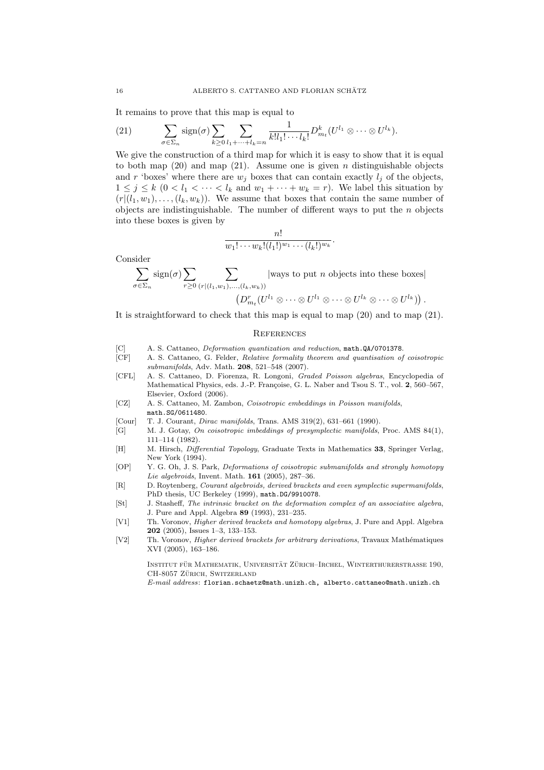It remains to prove that this map is equal to

$$\sum_{\sigma \in \Sigma_n} \operatorname{sign}(\sigma) \sum_{k \geq 0} \sum_{l_1 + \cdots + l_k = n} \frac{1}{k! l_1! \cdots l_k!} D^k_{m_t}(U^{l_1} \otimes \cdots \otimes U^{l_k}). \tag{21}$$

We give the construction of a third map for which it is easy to show that it is equal to both map (20) and map (21). Assume one is given $n$ distinguishable objects and $r$ 'boxes' where there are $w_j$ boxes that can contain exactly $l_j$ of the objects, $1 \leq j \leq k$ ($0 < l_1 < \cdots < l_k$ and $w_1 + \cdots + w_k = r$). We label this situation by $(r|(l_1, w_1), \ldots, (l_k, w_k))$. We assume that boxes that contain the same number of objects are indistinguishable. The number of different ways to put the $n$ objects into these boxes is given by

$$\frac{n!}{w_1! \cdots w_k! (l_1!)^{w_1} \cdots (l_k!)^{w_k}}.$$

Consider

$$\sum_{\sigma \in \Sigma_n} \operatorname{sign}(\sigma) \sum_{r \geq 0} \sum_{(r|(l_1,w_1),\ldots,(l_k,w_k))} |\text{ways to put } n \text{ objects into these boxes}| \left( D^r_{m_t}(U^{l_1} \otimes \cdots \otimes U^{l_1} \otimes \cdots \otimes U^{l_k} \otimes \cdots \otimes U^{l_k}) \right).$$

It is straightforward to check that this map is equal to map (20) and to map (21).

## References

[C] A. S. Cattaneo, *Deformation quantization and reduction*, math.QA/0701378.

[CF] A. S. Cattaneo, G. Felder, *Relative formality theorem and quantisation of coisotropic submanifolds*, Adv. Math. **208**, 521–548 (2007).

[CFL] A. S. Cattaneo, D. Fiorenza, R. Longoni, *Graded Poisson algebras*, Encyclopedia of Mathematical Physics, eds. J.-P. Françoise, G. L. Naber and Tsou S. T., vol. **2**, 560–567, Elsevier, Oxford (2006).

[CZ] A. S. Cattaneo, M. Zambon, *Coisotropic embeddings in Poisson manifolds*, math.SG/0611480.

[Cour] T. J. Courant, *Dirac manifolds*, Trans. AMS 319(2), 631–661 (1990).

[G] M. J. Gotay, *On coisotropic imbeddings of presymplectic manifolds*, Proc. AMS 84(1), 111–114 (1982).

[H] M. Hirsch, *Differential Topology*, Graduate Texts in Mathematics **33**, Springer Verlag, New York (1994).

[OP] Y. G. Oh, J. S. Park, *Deformations of coisotropic submanifolds and strongly homotopy Lie algebroids*, Invent. Math. **161** (2005), 287–36.

[R] D. Roytenberg, *Courant algebroids, derived brackets and even symplectic supermanifolds*, PhD thesis, UC Berkeley (1999), math.DG/9910078.

[St] J. Stasheff, *The intrinsic bracket on the deformation complex of an associative algebra*, J. Pure and Appl. Algebra **89** (1993), 231–235.

[V1] Th. Voronov, *Higher derived brackets and homotopy algebras*, J. Pure and Appl. Algebra **202** (2005), Issues 1–3, 133–153.

[V2] Th. Voronov, *Higher derived brackets for arbitrary derivations*, Travaux Mathématiques XVI (2005), 163–186.

Institut für Mathematik, Universität Zürich–Irchel, Winterthurerstrasse 190, CH-8057 Zürich, Switzerland

*E-mail address*: florian.schaetz@math.unizh.ch, alberto.cattaneo@math.unizh.ch